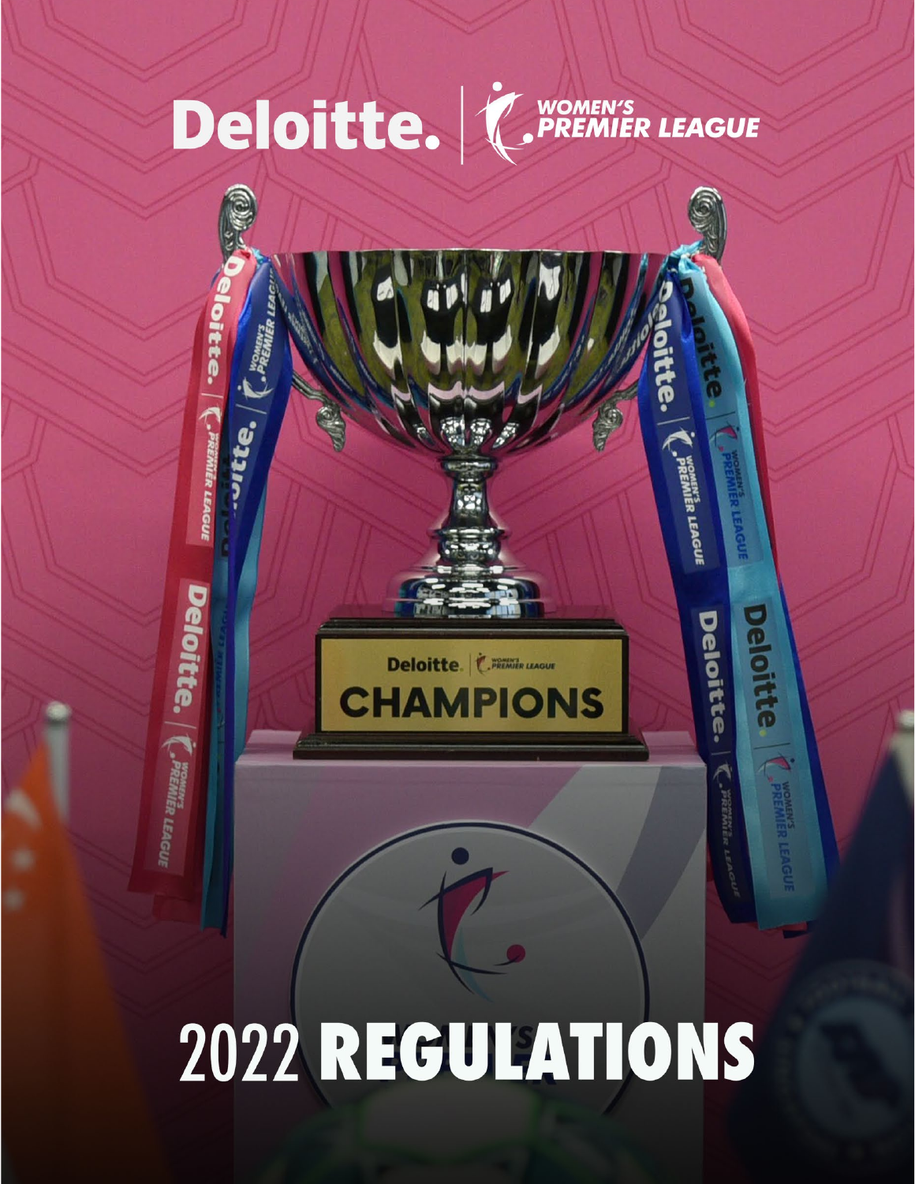Deloitte. | WOMEN'S PREMIER LEAGUE

# 2022 REGULATIONS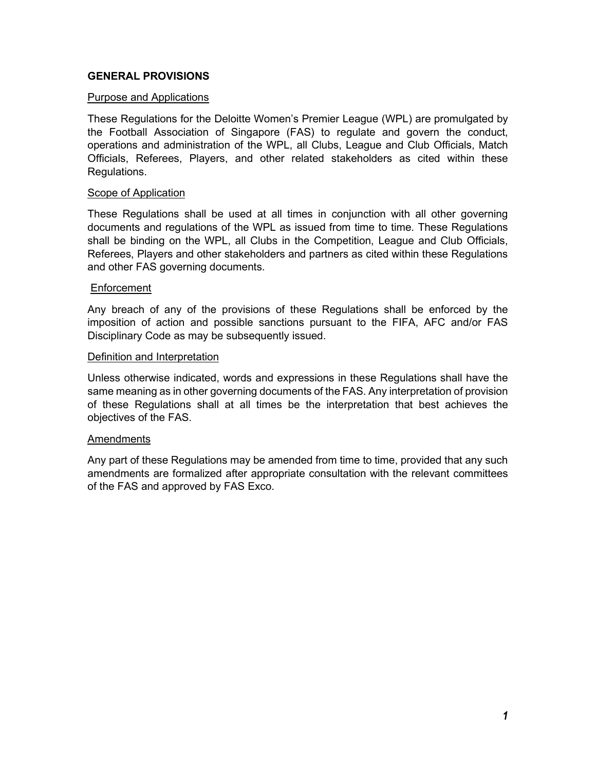## GENERAL PROVISIONS

### Purpose and Applications

These Regulations for the Deloitte Women's Premier League (WPL) are promulgated by the Football Association of Singapore (FAS) to regulate and govern the conduct, operations and administration of the WPL, all Clubs, League and Club Officials, Match Officials, Referees, Players, and other related stakeholders as cited within these Regulations.

### Scope of Application

These Regulations shall be used at all times in conjunction with all other governing documents and regulations of the WPL as issued from time to time. These Regulations shall be binding on the WPL, all Clubs in the Competition, League and Club Officials, Referees, Players and other stakeholders and partners as cited within these Regulations and other FAS governing documents.

### Enforcement

Any breach of any of the provisions of these Regulations shall be enforced by the imposition of action and possible sanctions pursuant to the FIFA, AFC and/or FAS Disciplinary Code as may be subsequently issued.

### Definition and Interpretation

Unless otherwise indicated, words and expressions in these Regulations shall have the same meaning as in other governing documents of the FAS. Any interpretation of provision of these Regulations shall at all times be the interpretation that best achieves the objectives of the FAS.

### Amendments

Any part of these Regulations may be amended from time to time, provided that any such amendments are formalized after appropriate consultation with the relevant committees of the FAS and approved by FAS Exco.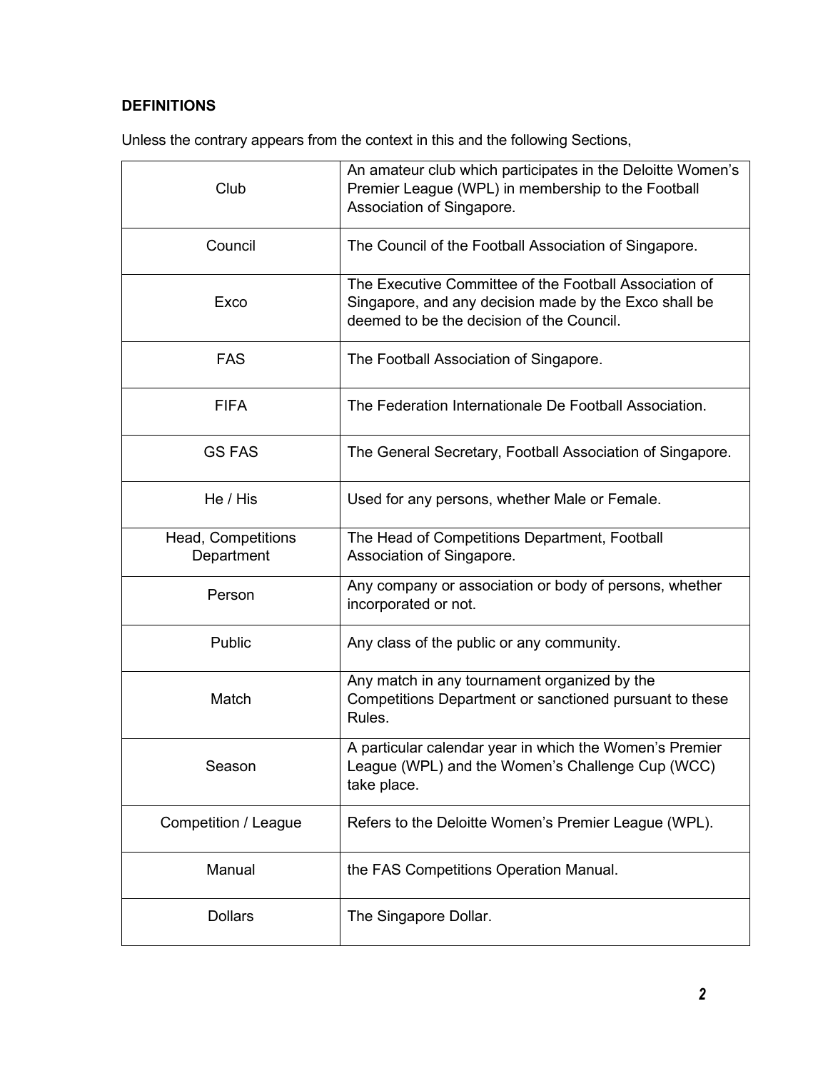**DEFINITIONS**

Unless the contrary appears from the context in this and the following Sections,

| | |
|---|---|
| Club | An amateur club which participates in the Deloitte Women's Premier League (WPL) in membership to the Football Association of Singapore. |
| Council | The Council of the Football Association of Singapore. |
| Exco | The Executive Committee of the Football Association of Singapore, and any decision made by the Exco shall be deemed to be the decision of the Council. |
| FAS | The Football Association of Singapore. |
| FIFA | The Federation Internationale De Football Association. |
| GS FAS | The General Secretary, Football Association of Singapore. |
| He / His | Used for any persons, whether Male or Female. |
| Head, Competitions Department | The Head of Competitions Department, Football Association of Singapore. |
| Person | Any company or association or body of persons, whether incorporated or not. |
| Public | Any class of the public or any community. |
| Match | Any match in any tournament organized by the Competitions Department or sanctioned pursuant to these Rules. |
| Season | A particular calendar year in which the Women's Premier League (WPL) and the Women's Challenge Cup (WCC) take place. |
| Competition / League | Refers to the Deloitte Women's Premier League (WPL). |
| Manual | the FAS Competitions Operation Manual. |
| Dollars | The Singapore Dollar. |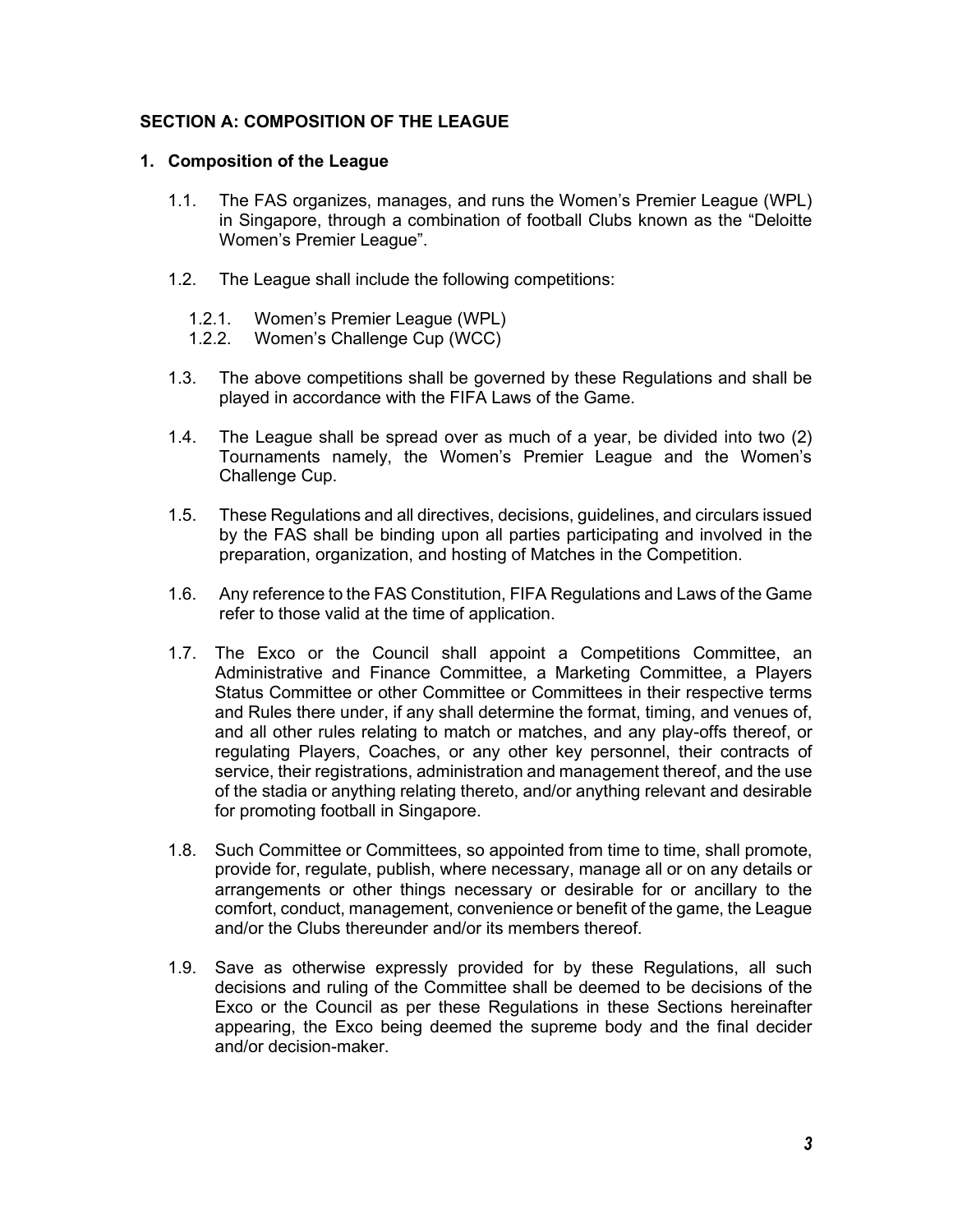## SECTION A: COMPOSITION OF THE LEAGUE

### 1. Composition of the League

1.1. The FAS organizes, manages, and runs the Women's Premier League (WPL) in Singapore, through a combination of football Clubs known as the "Deloitte Women's Premier League".

1.2. The League shall include the following competitions:

1.2.1. Women's Premier League (WPL)
1.2.2. Women's Challenge Cup (WCC)

1.3. The above competitions shall be governed by these Regulations and shall be played in accordance with the FIFA Laws of the Game.

1.4. The League shall be spread over as much of a year, be divided into two (2) Tournaments namely, the Women's Premier League and the Women's Challenge Cup.

1.5. These Regulations and all directives, decisions, guidelines, and circulars issued by the FAS shall be binding upon all parties participating and involved in the preparation, organization, and hosting of Matches in the Competition.

1.6. Any reference to the FAS Constitution, FIFA Regulations and Laws of the Game refer to those valid at the time of application.

1.7. The Exco or the Council shall appoint a Competitions Committee, an Administrative and Finance Committee, a Marketing Committee, a Players Status Committee or other Committee or Committees in their respective terms and Rules there under, if any shall determine the format, timing, and venues of, and all other rules relating to match or matches, and any play-offs thereof, or regulating Players, Coaches, or any other key personnel, their contracts of service, their registrations, administration and management thereof, and the use of the stadia or anything relating thereto, and/or anything relevant and desirable for promoting football in Singapore.

1.8. Such Committee or Committees, so appointed from time to time, shall promote, provide for, regulate, publish, where necessary, manage all or on any details or arrangements or other things necessary or desirable for or ancillary to the comfort, conduct, management, convenience or benefit of the game, the League and/or the Clubs thereunder and/or its members thereof.

1.9. Save as otherwise expressly provided for by these Regulations, all such decisions and ruling of the Committee shall be deemed to be decisions of the Exco or the Council as per these Regulations in these Sections hereinafter appearing, the Exco being deemed the supreme body and the final decider and/or decision-maker.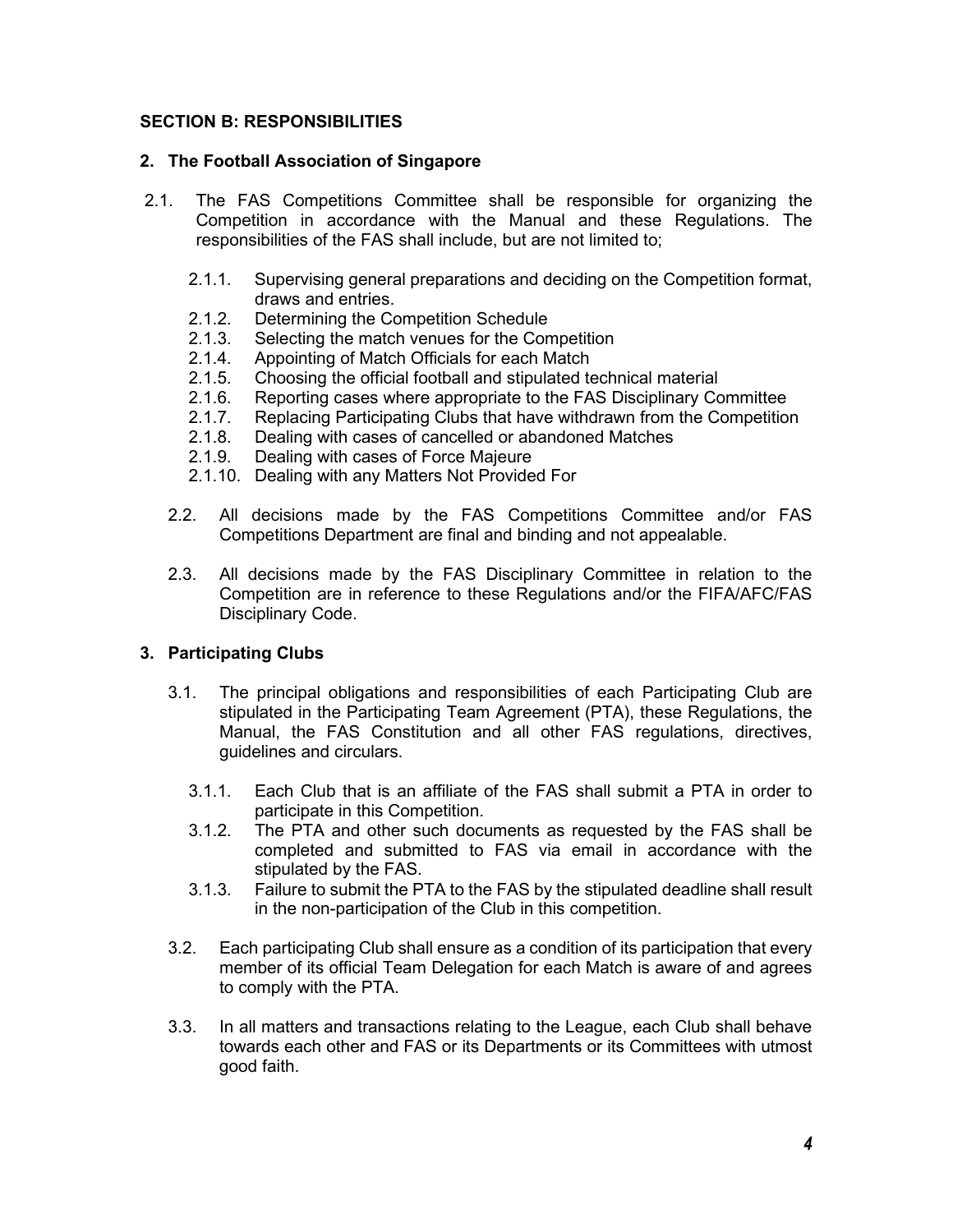## SECTION B: RESPONSIBILITIES

### 2. The Football Association of Singapore

2.1. The FAS Competitions Committee shall be responsible for organizing the Competition in accordance with the Manual and these Regulations. The responsibilities of the FAS shall include, but are not limited to;

- 2.1.1. Supervising general preparations and deciding on the Competition format, draws and entries.
- 2.1.2. Determining the Competition Schedule
- 2.1.3. Selecting the match venues for the Competition
- 2.1.4. Appointing of Match Officials for each Match
- 2.1.5. Choosing the official football and stipulated technical material
- 2.1.6. Reporting cases where appropriate to the FAS Disciplinary Committee
- 2.1.7. Replacing Participating Clubs that have withdrawn from the Competition
- 2.1.8. Dealing with cases of cancelled or abandoned Matches
- 2.1.9. Dealing with cases of Force Majeure
- 2.1.10. Dealing with any Matters Not Provided For

2.2. All decisions made by the FAS Competitions Committee and/or FAS Competitions Department are final and binding and not appealable.

2.3. All decisions made by the FAS Disciplinary Committee in relation to the Competition are in reference to these Regulations and/or the FIFA/AFC/FAS Disciplinary Code.

### 3. Participating Clubs

3.1. The principal obligations and responsibilities of each Participating Club are stipulated in the Participating Team Agreement (PTA), these Regulations, the Manual, the FAS Constitution and all other FAS regulations, directives, guidelines and circulars.

- 3.1.1. Each Club that is an affiliate of the FAS shall submit a PTA in order to participate in this Competition.
- 3.1.2. The PTA and other such documents as requested by the FAS shall be completed and submitted to FAS via email in accordance with the stipulated by the FAS.
- 3.1.3. Failure to submit the PTA to the FAS by the stipulated deadline shall result in the non-participation of the Club in this competition.

3.2. Each participating Club shall ensure as a condition of its participation that every member of its official Team Delegation for each Match is aware of and agrees to comply with the PTA.

3.3. In all matters and transactions relating to the League, each Club shall behave towards each other and FAS or its Departments or its Committees with utmost good faith.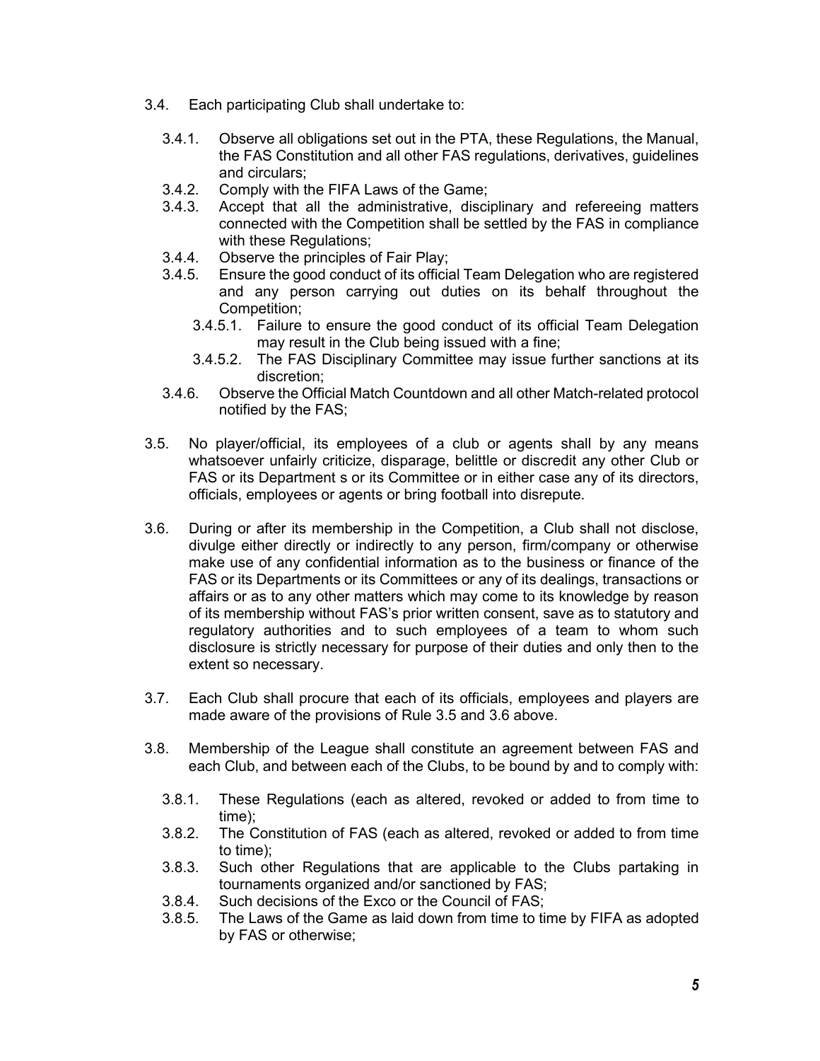3.4. Each participating Club shall undertake to:

   3.4.1. Observe all obligations set out in the PTA, these Regulations, the Manual, the FAS Constitution and all other FAS regulations, derivatives, guidelines and circulars;

   3.4.2. Comply with the FIFA Laws of the Game;

   3.4.3. Accept that all the administrative, disciplinary and refereeing matters connected with the Competition shall be settled by the FAS in compliance with these Regulations;

   3.4.4. Observe the principles of Fair Play;

   3.4.5. Ensure the good conduct of its official Team Delegation who are registered and any person carrying out duties on its behalf throughout the Competition;

      3.4.5.1. Failure to ensure the good conduct of its official Team Delegation may result in the Club being issued with a fine;

      3.4.5.2. The FAS Disciplinary Committee may issue further sanctions at its discretion;

   3.4.6. Observe the Official Match Countdown and all other Match-related protocol notified by the FAS;

3.5. No player/official, its employees of a club or agents shall by any means whatsoever unfairly criticize, disparage, belittle or discredit any other Club or FAS or its Department s or its Committee or in either case any of its directors, officials, employees or agents or bring football into disrepute.

3.6. During or after its membership in the Competition, a Club shall not disclose, divulge either directly or indirectly to any person, firm/company or otherwise make use of any confidential information as to the business or finance of the FAS or its Departments or its Committees or any of its dealings, transactions or affairs or as to any other matters which may come to its knowledge by reason of its membership without FAS's prior written consent, save as to statutory and regulatory authorities and to such employees of a team to whom such disclosure is strictly necessary for purpose of their duties and only then to the extent so necessary.

3.7. Each Club shall procure that each of its officials, employees and players are made aware of the provisions of Rule 3.5 and 3.6 above.

3.8. Membership of the League shall constitute an agreement between FAS and each Club, and between each of the Clubs, to be bound by and to comply with:

   3.8.1. These Regulations (each as altered, revoked or added to from time to time);

   3.8.2. The Constitution of FAS (each as altered, revoked or added to from time to time);

   3.8.3. Such other Regulations that are applicable to the Clubs partaking in tournaments organized and/or sanctioned by FAS;

   3.8.4. Such decisions of the Exco or the Council of FAS;

   3.8.5. The Laws of the Game as laid down from time to time by FIFA as adopted by FAS or otherwise;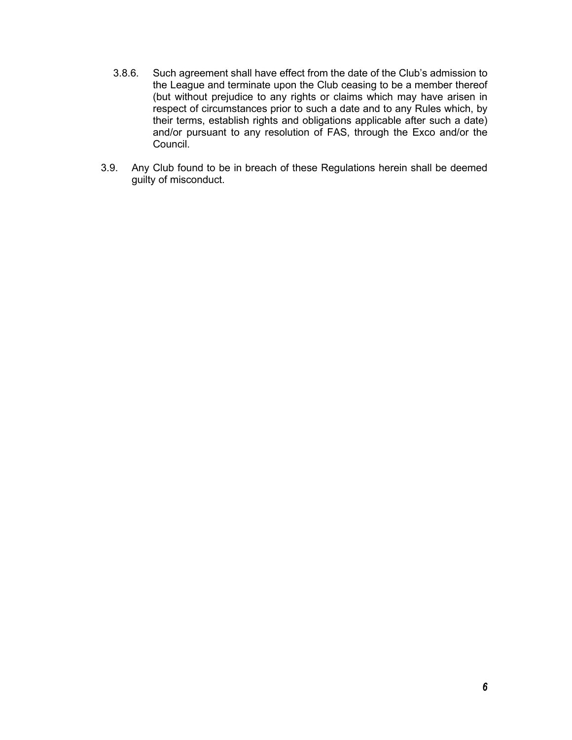3.8.6. Such agreement shall have effect from the date of the Club's admission to the League and terminate upon the Club ceasing to be a member thereof (but without prejudice to any rights or claims which may have arisen in respect of circumstances prior to such a date and to any Rules which, by their terms, establish rights and obligations applicable after such a date) and/or pursuant to any resolution of FAS, through the Exco and/or the Council.

3.9. Any Club found to be in breach of these Regulations herein shall be deemed guilty of misconduct.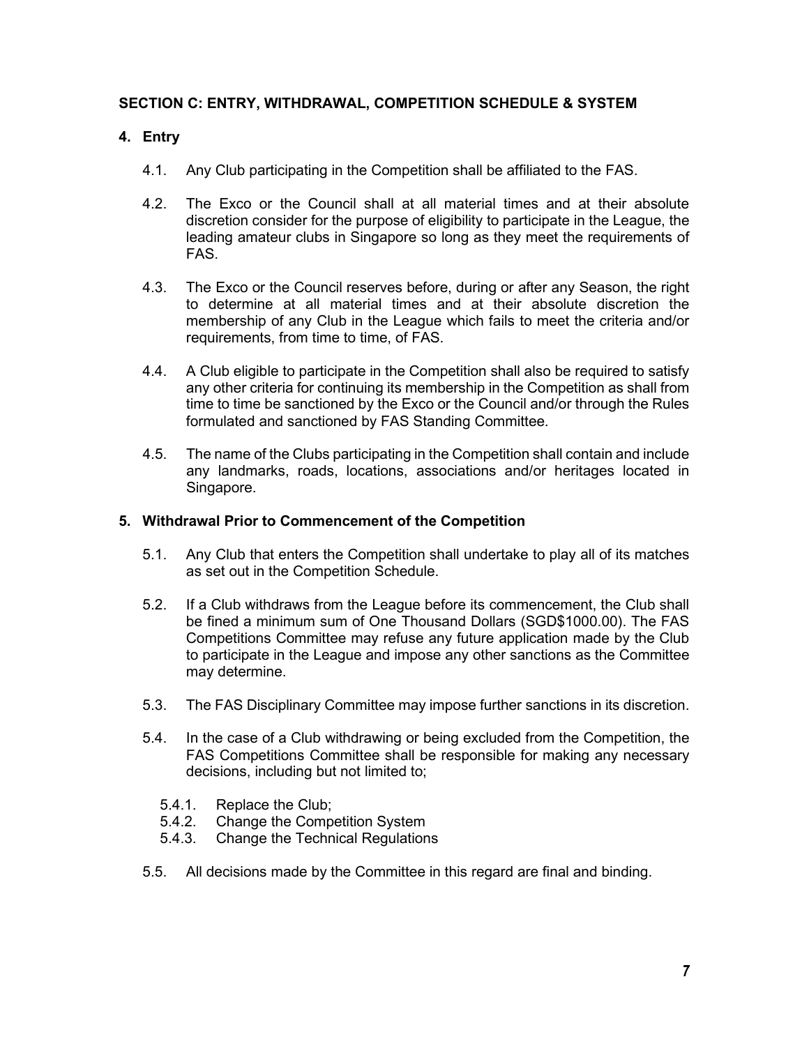## SECTION C: ENTRY, WITHDRAWAL, COMPETITION SCHEDULE & SYSTEM

### 4. Entry

4.1. Any Club participating in the Competition shall be affiliated to the FAS.

4.2. The Exco or the Council shall at all material times and at their absolute discretion consider for the purpose of eligibility to participate in the League, the leading amateur clubs in Singapore so long as they meet the requirements of FAS.

4.3. The Exco or the Council reserves before, during or after any Season, the right to determine at all material times and at their absolute discretion the membership of any Club in the League which fails to meet the criteria and/or requirements, from time to time, of FAS.

4.4. A Club eligible to participate in the Competition shall also be required to satisfy any other criteria for continuing its membership in the Competition as shall from time to time be sanctioned by the Exco or the Council and/or through the Rules formulated and sanctioned by FAS Standing Committee.

4.5. The name of the Clubs participating in the Competition shall contain and include any landmarks, roads, locations, associations and/or heritages located in Singapore.

### 5. Withdrawal Prior to Commencement of the Competition

5.1. Any Club that enters the Competition shall undertake to play all of its matches as set out in the Competition Schedule.

5.2. If a Club withdraws from the League before its commencement, the Club shall be fined a minimum sum of One Thousand Dollars (SGD$1000.00). The FAS Competitions Committee may refuse any future application made by the Club to participate in the League and impose any other sanctions as the Committee may determine.

5.3. The FAS Disciplinary Committee may impose further sanctions in its discretion.

5.4. In the case of a Club withdrawing or being excluded from the Competition, the FAS Competitions Committee shall be responsible for making any necessary decisions, including but not limited to;

5.4.1. Replace the Club;
5.4.2. Change the Competition System
5.4.3. Change the Technical Regulations

5.5. All decisions made by the Committee in this regard are final and binding.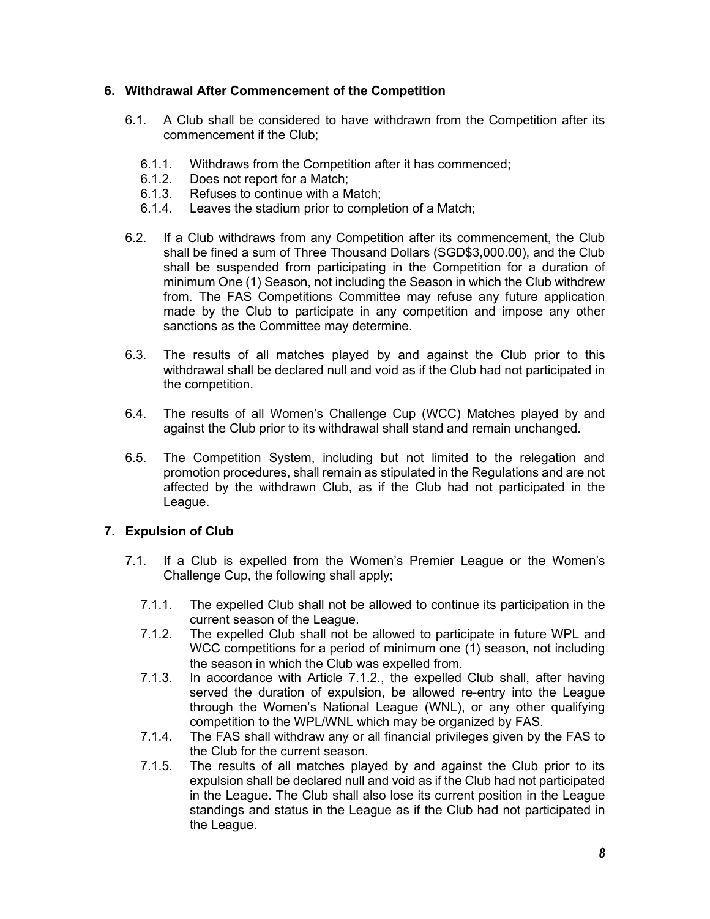## 6. Withdrawal After Commencement of the Competition

6.1. A Club shall be considered to have withdrawn from the Competition after its commencement if the Club;

6.1.1. Withdraws from the Competition after it has commenced;
6.1.2. Does not report for a Match;
6.1.3. Refuses to continue with a Match;
6.1.4. Leaves the stadium prior to completion of a Match;

6.2. If a Club withdraws from any Competition after its commencement, the Club shall be fined a sum of Three Thousand Dollars (SGD$3,000.00), and the Club shall be suspended from participating in the Competition for a duration of minimum One (1) Season, not including the Season in which the Club withdrew from. The FAS Competitions Committee may refuse any future application made by the Club to participate in any competition and impose any other sanctions as the Committee may determine.

6.3. The results of all matches played by and against the Club prior to this withdrawal shall be declared null and void as if the Club had not participated in the competition.

6.4. The results of all Women's Challenge Cup (WCC) Matches played by and against the Club prior to its withdrawal shall stand and remain unchanged.

6.5. The Competition System, including but not limited to the relegation and promotion procedures, shall remain as stipulated in the Regulations and are not affected by the withdrawn Club, as if the Club had not participated in the League.

## 7. Expulsion of Club

7.1. If a Club is expelled from the Women's Premier League or the Women's Challenge Cup, the following shall apply;

7.1.1. The expelled Club shall not be allowed to continue its participation in the current season of the League.
7.1.2. The expelled Club shall not be allowed to participate in future WPL and WCC competitions for a period of minimum one (1) season, not including the season in which the Club was expelled from.
7.1.3. In accordance with Article 7.1.2., the expelled Club shall, after having served the duration of expulsion, be allowed re-entry into the League through the Women's National League (WNL), or any other qualifying competition to the WPL/WNL which may be organized by FAS.
7.1.4. The FAS shall withdraw any or all financial privileges given by the FAS to the Club for the current season.
7.1.5. The results of all matches played by and against the Club prior to its expulsion shall be declared null and void as if the Club had not participated in the League. The Club shall also lose its current position in the League standings and status in the League as if the Club had not participated in the League.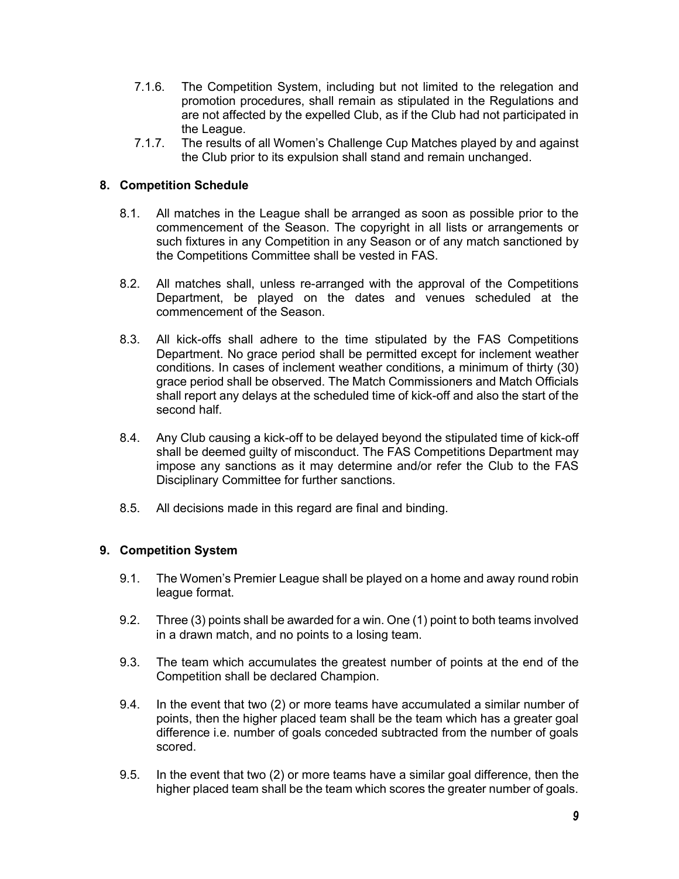7.1.6. The Competition System, including but not limited to the relegation and promotion procedures, shall remain as stipulated in the Regulations and are not affected by the expelled Club, as if the Club had not participated in the League.

7.1.7. The results of all Women's Challenge Cup Matches played by and against the Club prior to its expulsion shall stand and remain unchanged.

## 8. Competition Schedule

8.1. All matches in the League shall be arranged as soon as possible prior to the commencement of the Season. The copyright in all lists or arrangements or such fixtures in any Competition in any Season or of any match sanctioned by the Competitions Committee shall be vested in FAS.

8.2. All matches shall, unless re-arranged with the approval of the Competitions Department, be played on the dates and venues scheduled at the commencement of the Season.

8.3. All kick-offs shall adhere to the time stipulated by the FAS Competitions Department. No grace period shall be permitted except for inclement weather conditions. In cases of inclement weather conditions, a minimum of thirty (30) grace period shall be observed. The Match Commissioners and Match Officials shall report any delays at the scheduled time of kick-off and also the start of the second half.

8.4. Any Club causing a kick-off to be delayed beyond the stipulated time of kick-off shall be deemed guilty of misconduct. The FAS Competitions Department may impose any sanctions as it may determine and/or refer the Club to the FAS Disciplinary Committee for further sanctions.

8.5. All decisions made in this regard are final and binding.

## 9. Competition System

9.1. The Women's Premier League shall be played on a home and away round robin league format.

9.2. Three (3) points shall be awarded for a win. One (1) point to both teams involved in a drawn match, and no points to a losing team.

9.3. The team which accumulates the greatest number of points at the end of the Competition shall be declared Champion.

9.4. In the event that two (2) or more teams have accumulated a similar number of points, then the higher placed team shall be the team which has a greater goal difference i.e. number of goals conceded subtracted from the number of goals scored.

9.5. In the event that two (2) or more teams have a similar goal difference, then the higher placed team shall be the team which scores the greater number of goals.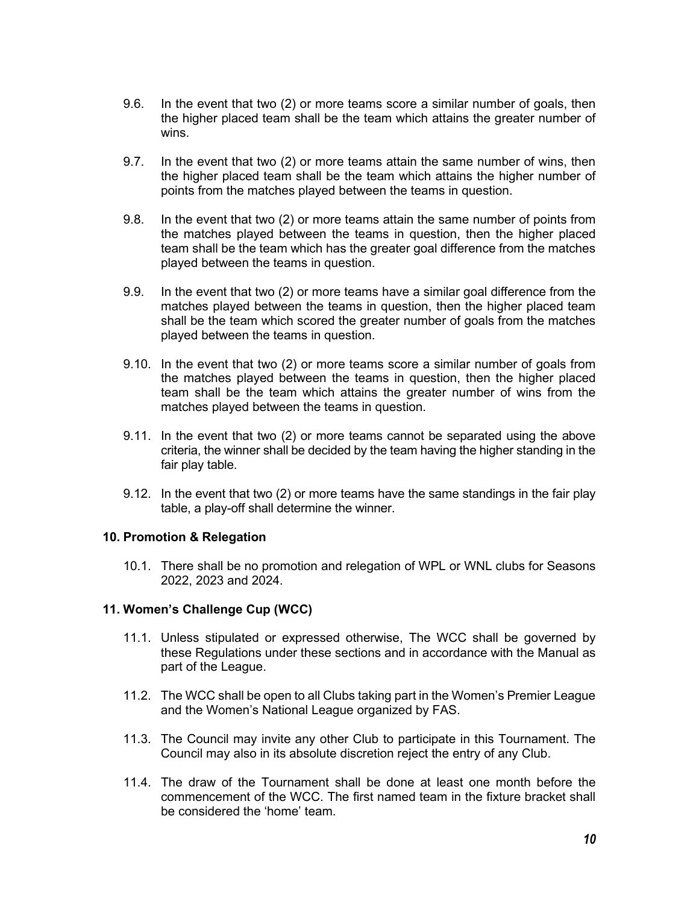9.6. In the event that two (2) or more teams score a similar number of goals, then the higher placed team shall be the team which attains the greater number of wins.

9.7. In the event that two (2) or more teams attain the same number of wins, then the higher placed team shall be the team which attains the higher number of points from the matches played between the teams in question.

9.8. In the event that two (2) or more teams attain the same number of points from the matches played between the teams in question, then the higher placed team shall be the team which has the greater goal difference from the matches played between the teams in question.

9.9. In the event that two (2) or more teams have a similar goal difference from the matches played between the teams in question, then the higher placed team shall be the team which scored the greater number of goals from the matches played between the teams in question.

9.10. In the event that two (2) or more teams score a similar number of goals from the matches played between the teams in question, then the higher placed team shall be the team which attains the greater number of wins from the matches played between the teams in question.

9.11. In the event that two (2) or more teams cannot be separated using the above criteria, the winner shall be decided by the team having the higher standing in the fair play table.

9.12. In the event that two (2) or more teams have the same standings in the fair play table, a play-off shall determine the winner.

**10. Promotion & Relegation**

10.1. There shall be no promotion and relegation of WPL or WNL clubs for Seasons 2022, 2023 and 2024.

**11. Women's Challenge Cup (WCC)**

11.1. Unless stipulated or expressed otherwise, The WCC shall be governed by these Regulations under these sections and in accordance with the Manual as part of the League.

11.2. The WCC shall be open to all Clubs taking part in the Women's Premier League and the Women's National League organized by FAS.

11.3. The Council may invite any other Club to participate in this Tournament. The Council may also in its absolute discretion reject the entry of any Club.

11.4. The draw of the Tournament shall be done at least one month before the commencement of the WCC. The first named team in the fixture bracket shall be considered the 'home' team.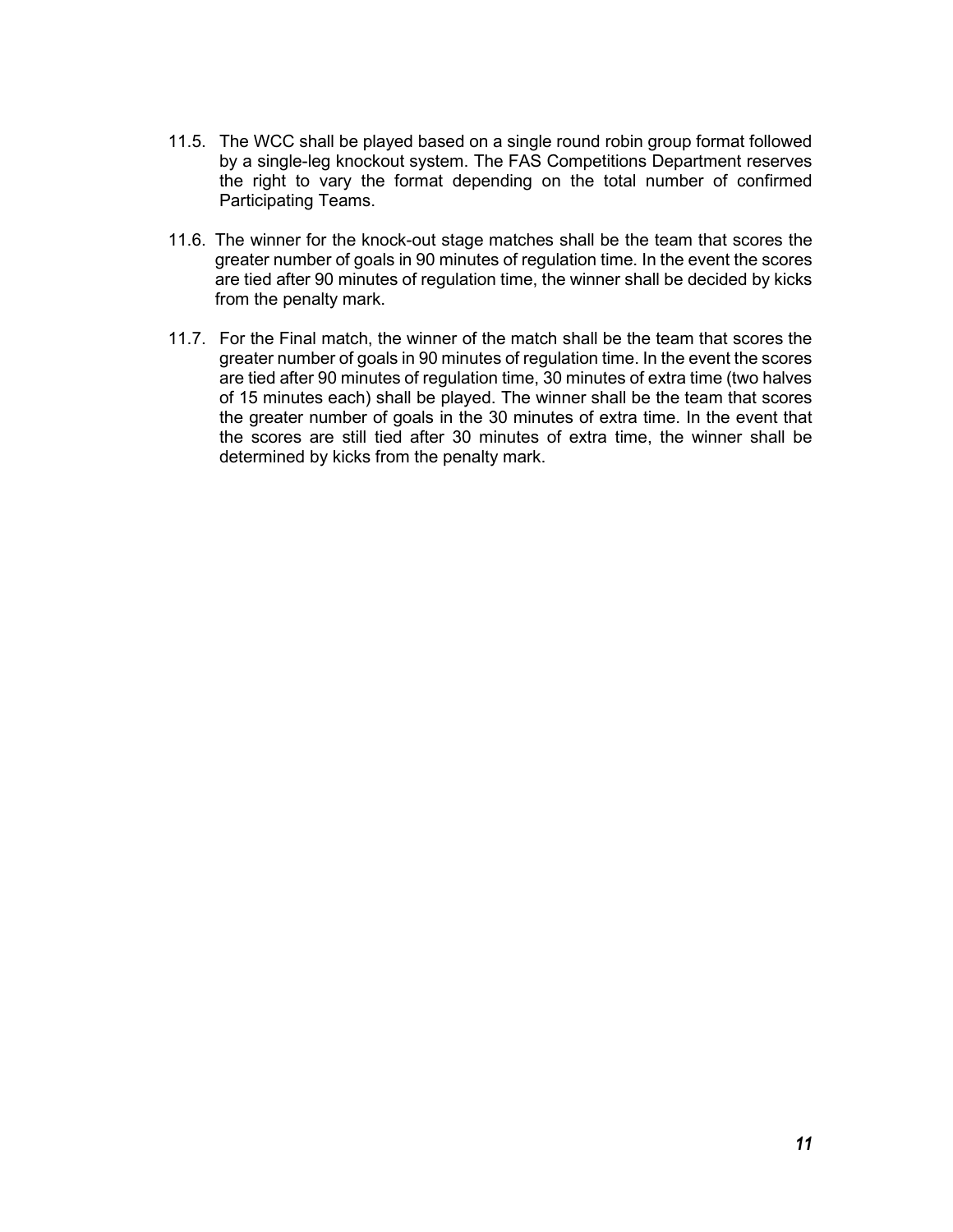11.5. The WCC shall be played based on a single round robin group format followed by a single-leg knockout system. The FAS Competitions Department reserves the right to vary the format depending on the total number of confirmed Participating Teams.

11.6. The winner for the knock-out stage matches shall be the team that scores the greater number of goals in 90 minutes of regulation time. In the event the scores are tied after 90 minutes of regulation time, the winner shall be decided by kicks from the penalty mark.

11.7. For the Final match, the winner of the match shall be the team that scores the greater number of goals in 90 minutes of regulation time. In the event the scores are tied after 90 minutes of regulation time, 30 minutes of extra time (two halves of 15 minutes each) shall be played. The winner shall be the team that scores the greater number of goals in the 30 minutes of extra time. In the event that the scores are still tied after 30 minutes of extra time, the winner shall be determined by kicks from the penalty mark.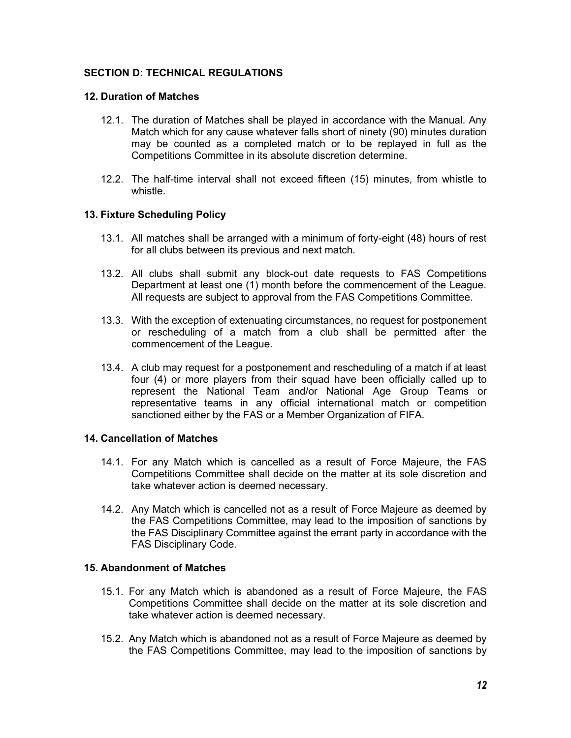## SECTION D: TECHNICAL REGULATIONS

### 12. Duration of Matches

12.1. The duration of Matches shall be played in accordance with the Manual. Any Match which for any cause whatever falls short of ninety (90) minutes duration may be counted as a completed match or to be replayed in full as the Competitions Committee in its absolute discretion determine.

12.2. The half-time interval shall not exceed fifteen (15) minutes, from whistle to whistle.

### 13. Fixture Scheduling Policy

13.1. All matches shall be arranged with a minimum of forty-eight (48) hours of rest for all clubs between its previous and next match.

13.2. All clubs shall submit any block-out date requests to FAS Competitions Department at least one (1) month before the commencement of the League. All requests are subject to approval from the FAS Competitions Committee.

13.3. With the exception of extenuating circumstances, no request for postponement or rescheduling of a match from a club shall be permitted after the commencement of the League.

13.4. A club may request for a postponement and rescheduling of a match if at least four (4) or more players from their squad have been officially called up to represent the National Team and/or National Age Group Teams or representative teams in any official international match or competition sanctioned either by the FAS or a Member Organization of FIFA.

### 14. Cancellation of Matches

14.1. For any Match which is cancelled as a result of Force Majeure, the FAS Competitions Committee shall decide on the matter at its sole discretion and take whatever action is deemed necessary.

14.2. Any Match which is cancelled not as a result of Force Majeure as deemed by the FAS Competitions Committee, may lead to the imposition of sanctions by the FAS Disciplinary Committee against the errant party in accordance with the FAS Disciplinary Code.

### 15. Abandonment of Matches

15.1. For any Match which is abandoned as a result of Force Majeure, the FAS Competitions Committee shall decide on the matter at its sole discretion and take whatever action is deemed necessary.

15.2. Any Match which is abandoned not as a result of Force Majeure as deemed by the FAS Competitions Committee, may lead to the imposition of sanctions by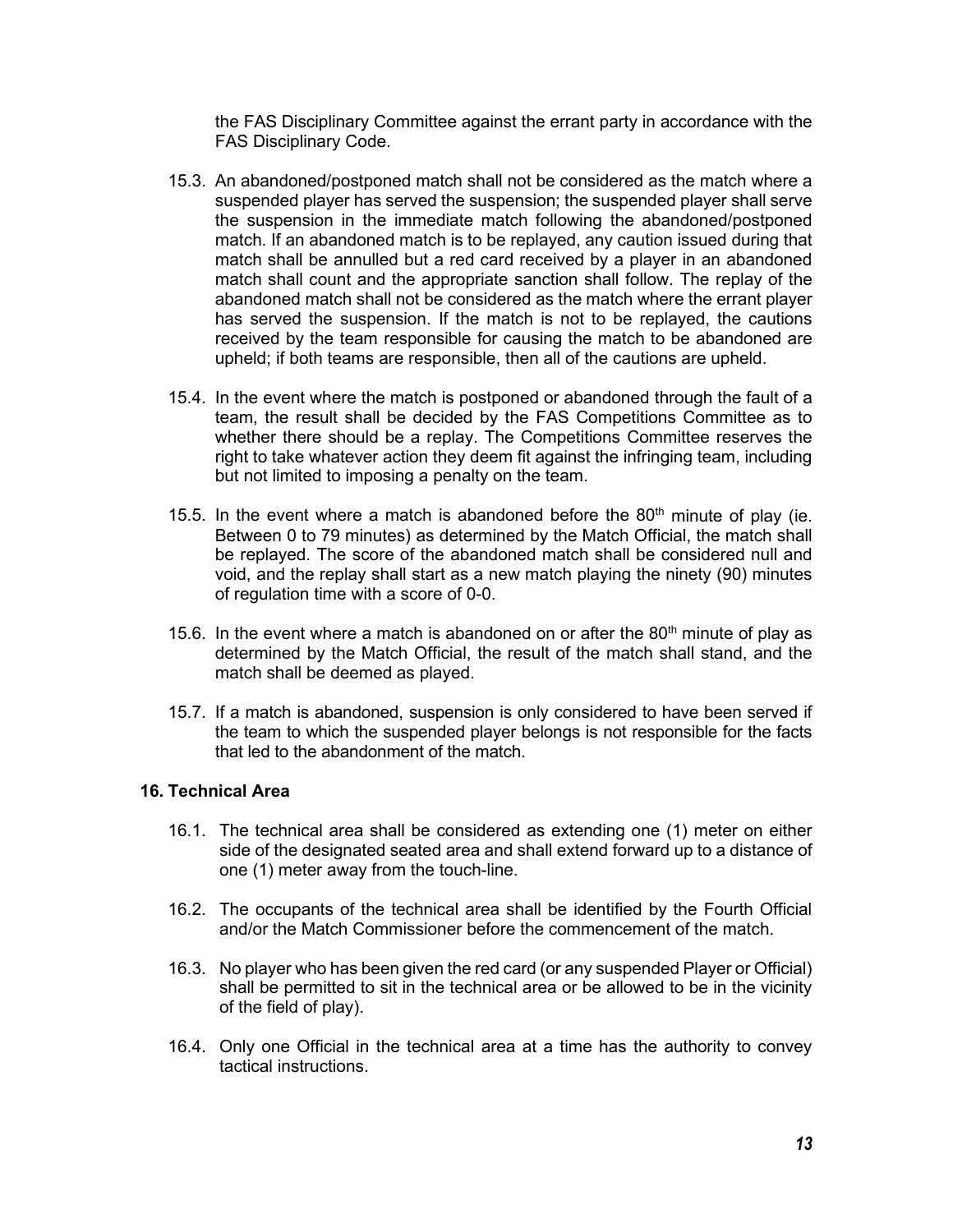the FAS Disciplinary Committee against the errant party in accordance with the FAS Disciplinary Code.

15.3. An abandoned/postponed match shall not be considered as the match where a suspended player has served the suspension; the suspended player shall serve the suspension in the immediate match following the abandoned/postponed match. If an abandoned match is to be replayed, any caution issued during that match shall be annulled but a red card received by a player in an abandoned match shall count and the appropriate sanction shall follow. The replay of the abandoned match shall not be considered as the match where the errant player has served the suspension. If the match is not to be replayed, the cautions received by the team responsible for causing the match to be abandoned are upheld; if both teams are responsible, then all of the cautions are upheld.

15.4. In the event where the match is postponed or abandoned through the fault of a team, the result shall be decided by the FAS Competitions Committee as to whether there should be a replay. The Competitions Committee reserves the right to take whatever action they deem fit against the infringing team, including but not limited to imposing a penalty on the team.

15.5. In the event where a match is abandoned before the 80th minute of play (ie. Between 0 to 79 minutes) as determined by the Match Official, the match shall be replayed. The score of the abandoned match shall be considered null and void, and the replay shall start as a new match playing the ninety (90) minutes of regulation time with a score of 0-0.

15.6. In the event where a match is abandoned on or after the 80th minute of play as determined by the Match Official, the result of the match shall stand, and the match shall be deemed as played.

15.7. If a match is abandoned, suspension is only considered to have been served if the team to which the suspended player belongs is not responsible for the facts that led to the abandonment of the match.

### 16. Technical Area

16.1. The technical area shall be considered as extending one (1) meter on either side of the designated seated area and shall extend forward up to a distance of one (1) meter away from the touch-line.

16.2. The occupants of the technical area shall be identified by the Fourth Official and/or the Match Commissioner before the commencement of the match.

16.3. No player who has been given the red card (or any suspended Player or Official) shall be permitted to sit in the technical area or be allowed to be in the vicinity of the field of play).

16.4. Only one Official in the technical area at a time has the authority to convey tactical instructions.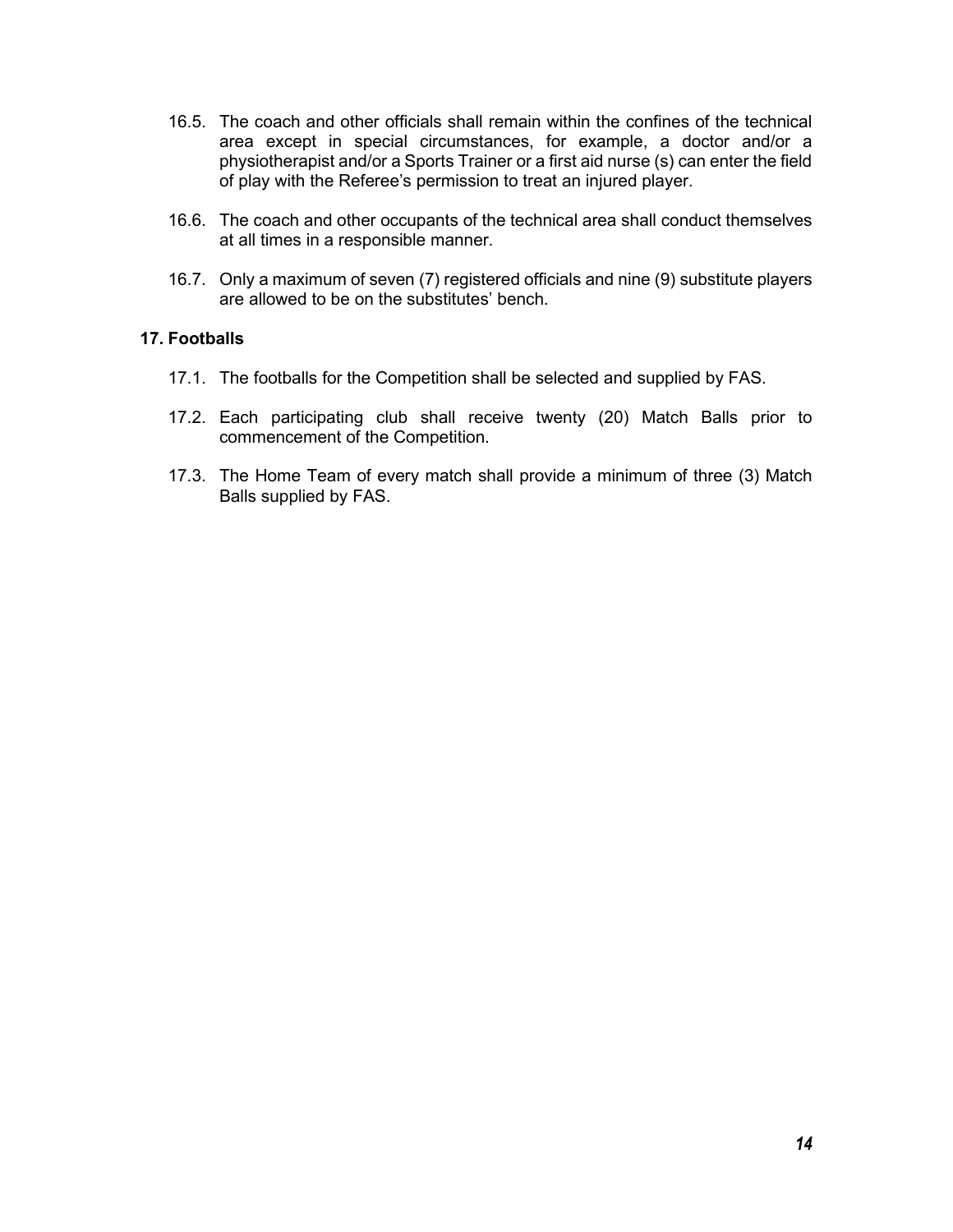16.5. The coach and other officials shall remain within the confines of the technical area except in special circumstances, for example, a doctor and/or a physiotherapist and/or a Sports Trainer or a first aid nurse (s) can enter the field of play with the Referee's permission to treat an injured player.

16.6. The coach and other occupants of the technical area shall conduct themselves at all times in a responsible manner.

16.7. Only a maximum of seven (7) registered officials and nine (9) substitute players are allowed to be on the substitutes' bench.

### 17. Footballs

17.1. The footballs for the Competition shall be selected and supplied by FAS.

17.2. Each participating club shall receive twenty (20) Match Balls prior to commencement of the Competition.

17.3. The Home Team of every match shall provide a minimum of three (3) Match Balls supplied by FAS.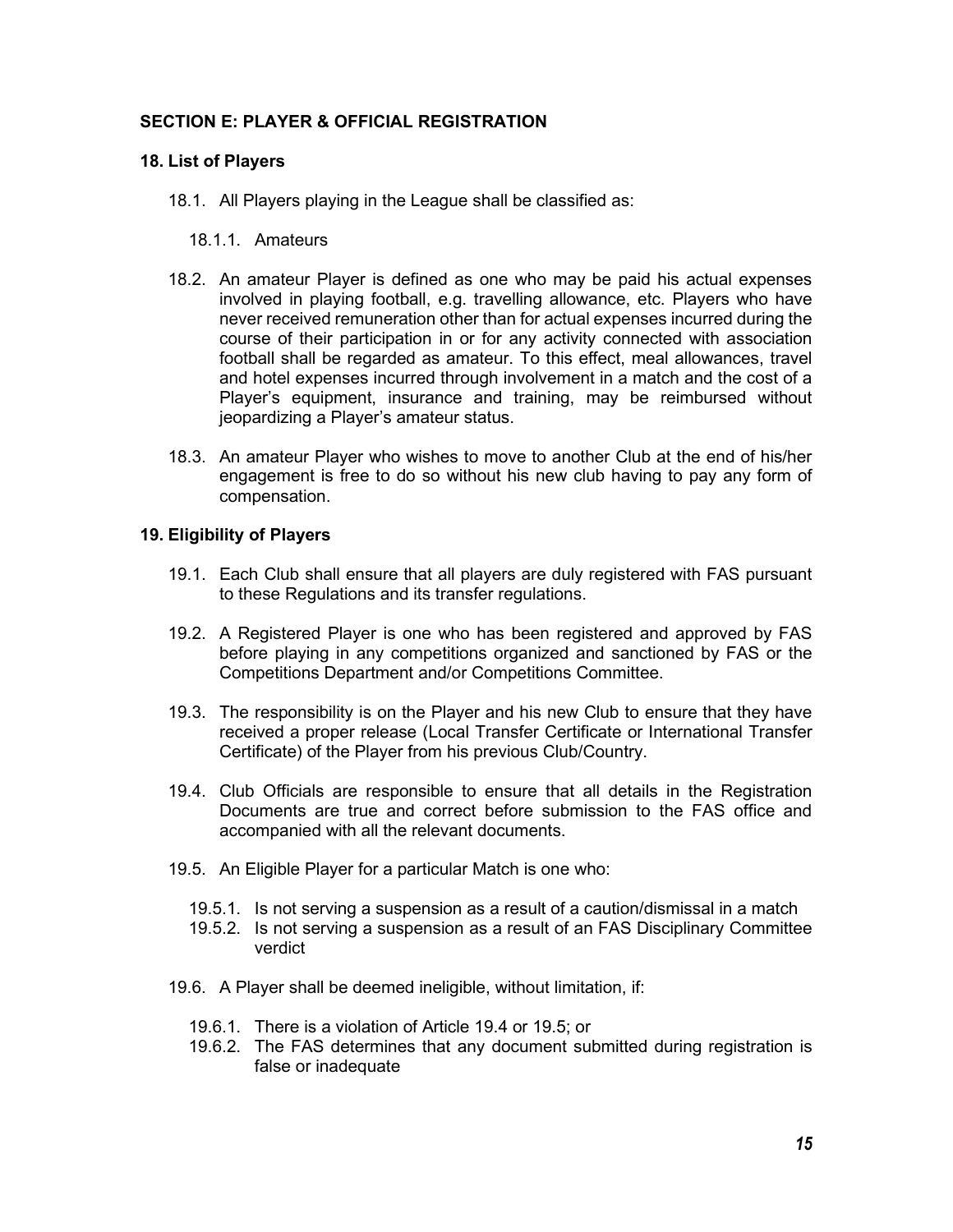## SECTION E: PLAYER & OFFICIAL REGISTRATION

### 18. List of Players

18.1. All Players playing in the League shall be classified as:

18.1.1. Amateurs

18.2. An amateur Player is defined as one who may be paid his actual expenses involved in playing football, e.g. travelling allowance, etc. Players who have never received remuneration other than for actual expenses incurred during the course of their participation in or for any activity connected with association football shall be regarded as amateur. To this effect, meal allowances, travel and hotel expenses incurred through involvement in a match and the cost of a Player's equipment, insurance and training, may be reimbursed without jeopardizing a Player's amateur status.

18.3. An amateur Player who wishes to move to another Club at the end of his/her engagement is free to do so without his new club having to pay any form of compensation.

### 19. Eligibility of Players

19.1. Each Club shall ensure that all players are duly registered with FAS pursuant to these Regulations and its transfer regulations.

19.2. A Registered Player is one who has been registered and approved by FAS before playing in any competitions organized and sanctioned by FAS or the Competitions Department and/or Competitions Committee.

19.3. The responsibility is on the Player and his new Club to ensure that they have received a proper release (Local Transfer Certificate or International Transfer Certificate) of the Player from his previous Club/Country.

19.4. Club Officials are responsible to ensure that all details in the Registration Documents are true and correct before submission to the FAS office and accompanied with all the relevant documents.

19.5. An Eligible Player for a particular Match is one who:

19.5.1. Is not serving a suspension as a result of a caution/dismissal in a match
19.5.2. Is not serving a suspension as a result of an FAS Disciplinary Committee verdict

19.6. A Player shall be deemed ineligible, without limitation, if:

19.6.1. There is a violation of Article 19.4 or 19.5; or
19.6.2. The FAS determines that any document submitted during registration is false or inadequate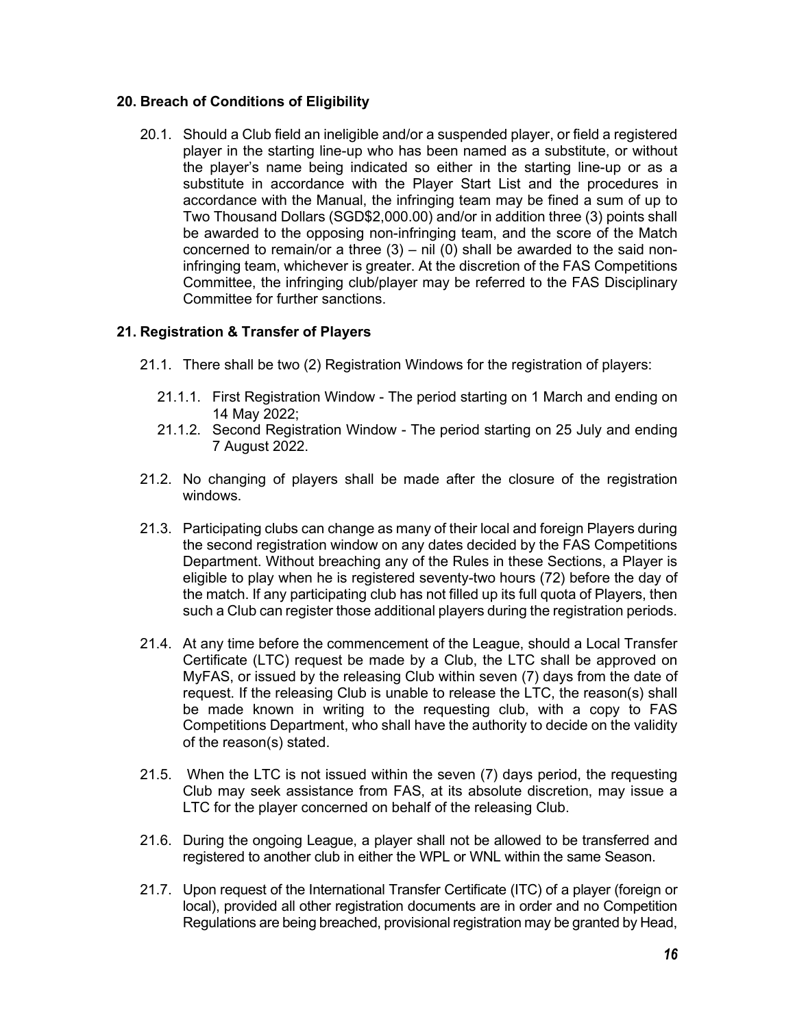## 20. Breach of Conditions of Eligibility

20.1. Should a Club field an ineligible and/or a suspended player, or field a registered player in the starting line-up who has been named as a substitute, or without the player's name being indicated so either in the starting line-up or as a substitute in accordance with the Player Start List and the procedures in accordance with the Manual, the infringing team may be fined a sum of up to Two Thousand Dollars (SGD$2,000.00) and/or in addition three (3) points shall be awarded to the opposing non-infringing team, and the score of the Match concerned to remain/or a three (3) – nil (0) shall be awarded to the said non-infringing team, whichever is greater. At the discretion of the FAS Competitions Committee, the infringing club/player may be referred to the FAS Disciplinary Committee for further sanctions.

## 21. Registration & Transfer of Players

21.1. There shall be two (2) Registration Windows for the registration of players:

- 21.1.1. First Registration Window - The period starting on 1 March and ending on 14 May 2022;
- 21.1.2. Second Registration Window - The period starting on 25 July and ending 7 August 2022.

21.2. No changing of players shall be made after the closure of the registration windows.

21.3. Participating clubs can change as many of their local and foreign Players during the second registration window on any dates decided by the FAS Competitions Department. Without breaching any of the Rules in these Sections, a Player is eligible to play when he is registered seventy-two hours (72) before the day of the match. If any participating club has not filled up its full quota of Players, then such a Club can register those additional players during the registration periods.

21.4. At any time before the commencement of the League, should a Local Transfer Certificate (LTC) request be made by a Club, the LTC shall be approved on MyFAS, or issued by the releasing Club within seven (7) days from the date of request. If the releasing Club is unable to release the LTC, the reason(s) shall be made known in writing to the requesting club, with a copy to FAS Competitions Department, who shall have the authority to decide on the validity of the reason(s) stated.

21.5. When the LTC is not issued within the seven (7) days period, the requesting Club may seek assistance from FAS, at its absolute discretion, may issue a LTC for the player concerned on behalf of the releasing Club.

21.6. During the ongoing League, a player shall not be allowed to be transferred and registered to another club in either the WPL or WNL within the same Season.

21.7. Upon request of the International Transfer Certificate (ITC) of a player (foreign or local), provided all other registration documents are in order and no Competition Regulations are being breached, provisional registration may be granted by Head,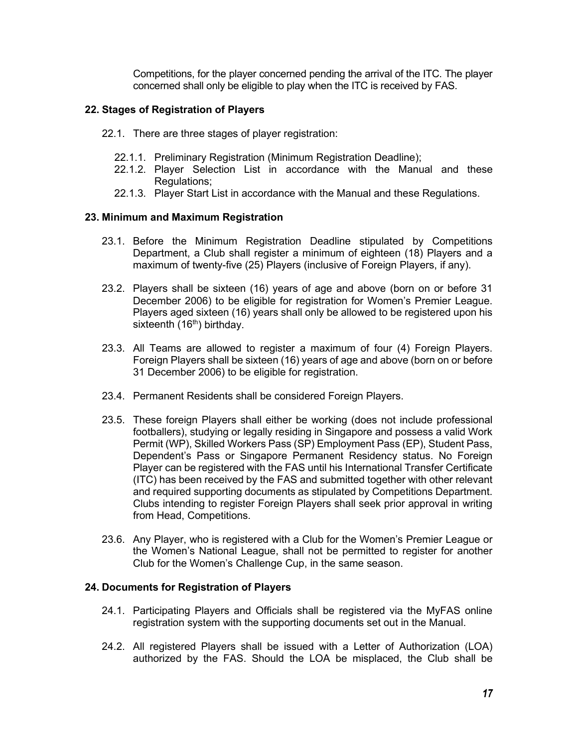Competitions, for the player concerned pending the arrival of the ITC. The player concerned shall only be eligible to play when the ITC is received by FAS.

### 22. Stages of Registration of Players

22.1. There are three stages of player registration:

22.1.1. Preliminary Registration (Minimum Registration Deadline);
22.1.2. Player Selection List in accordance with the Manual and these Regulations;
22.1.3. Player Start List in accordance with the Manual and these Regulations.

### 23. Minimum and Maximum Registration

23.1. Before the Minimum Registration Deadline stipulated by Competitions Department, a Club shall register a minimum of eighteen (18) Players and a maximum of twenty-five (25) Players (inclusive of Foreign Players, if any).

23.2. Players shall be sixteen (16) years of age and above (born on or before 31 December 2006) to be eligible for registration for Women's Premier League. Players aged sixteen (16) years shall only be allowed to be registered upon his sixteenth (16th) birthday.

23.3. All Teams are allowed to register a maximum of four (4) Foreign Players. Foreign Players shall be sixteen (16) years of age and above (born on or before 31 December 2006) to be eligible for registration.

23.4. Permanent Residents shall be considered Foreign Players.

23.5. These foreign Players shall either be working (does not include professional footballers), studying or legally residing in Singapore and possess a valid Work Permit (WP), Skilled Workers Pass (SP) Employment Pass (EP), Student Pass, Dependent's Pass or Singapore Permanent Residency status. No Foreign Player can be registered with the FAS until his International Transfer Certificate (ITC) has been received by the FAS and submitted together with other relevant and required supporting documents as stipulated by Competitions Department. Clubs intending to register Foreign Players shall seek prior approval in writing from Head, Competitions.

23.6. Any Player, who is registered with a Club for the Women's Premier League or the Women's National League, shall not be permitted to register for another Club for the Women's Challenge Cup, in the same season.

### 24. Documents for Registration of Players

24.1. Participating Players and Officials shall be registered via the MyFAS online registration system with the supporting documents set out in the Manual.

24.2. All registered Players shall be issued with a Letter of Authorization (LOA) authorized by the FAS. Should the LOA be misplaced, the Club shall be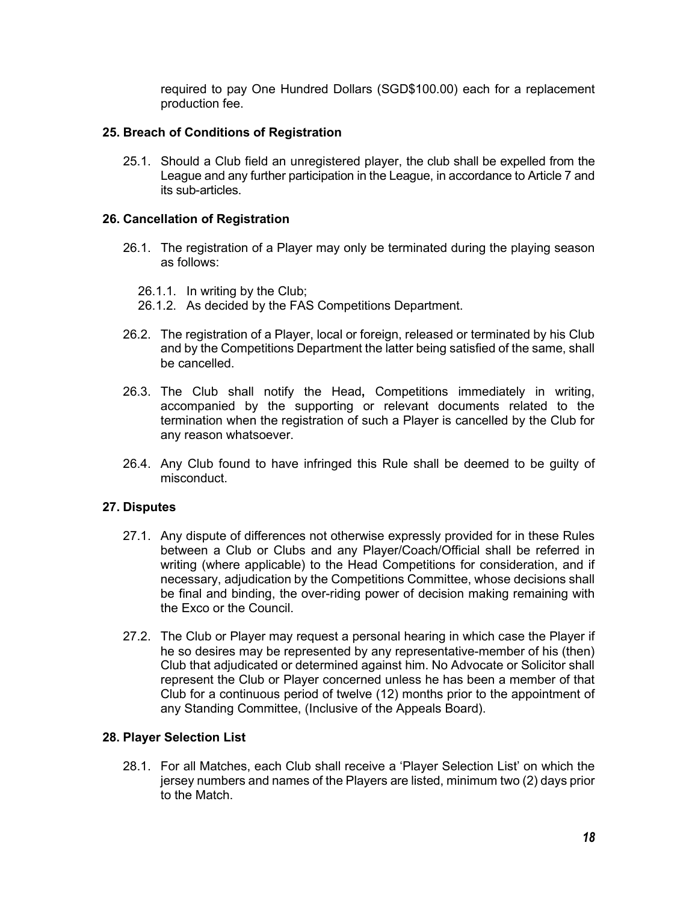required to pay One Hundred Dollars (SGD$100.00) each for a replacement production fee.

### 25. Breach of Conditions of Registration

25.1. Should a Club field an unregistered player, the club shall be expelled from the League and any further participation in the League, in accordance to Article 7 and its sub-articles.

### 26. Cancellation of Registration

26.1. The registration of a Player may only be terminated during the playing season as follows:

26.1.1. In writing by the Club;
26.1.2. As decided by the FAS Competitions Department.

26.2. The registration of a Player, local or foreign, released or terminated by his Club and by the Competitions Department the latter being satisfied of the same, shall be cancelled.

26.3. The Club shall notify the Head**,** Competitions immediately in writing, accompanied by the supporting or relevant documents related to the termination when the registration of such a Player is cancelled by the Club for any reason whatsoever.

26.4. Any Club found to have infringed this Rule shall be deemed to be guilty of misconduct.

### 27. Disputes

27.1. Any dispute of differences not otherwise expressly provided for in these Rules between a Club or Clubs and any Player/Coach/Official shall be referred in writing (where applicable) to the Head Competitions for consideration, and if necessary, adjudication by the Competitions Committee, whose decisions shall be final and binding, the over-riding power of decision making remaining with the Exco or the Council.

27.2. The Club or Player may request a personal hearing in which case the Player if he so desires may be represented by any representative-member of his (then) Club that adjudicated or determined against him. No Advocate or Solicitor shall represent the Club or Player concerned unless he has been a member of that Club for a continuous period of twelve (12) months prior to the appointment of any Standing Committee, (Inclusive of the Appeals Board).

### 28. Player Selection List

28.1. For all Matches, each Club shall receive a 'Player Selection List' on which the jersey numbers and names of the Players are listed, minimum two (2) days prior to the Match.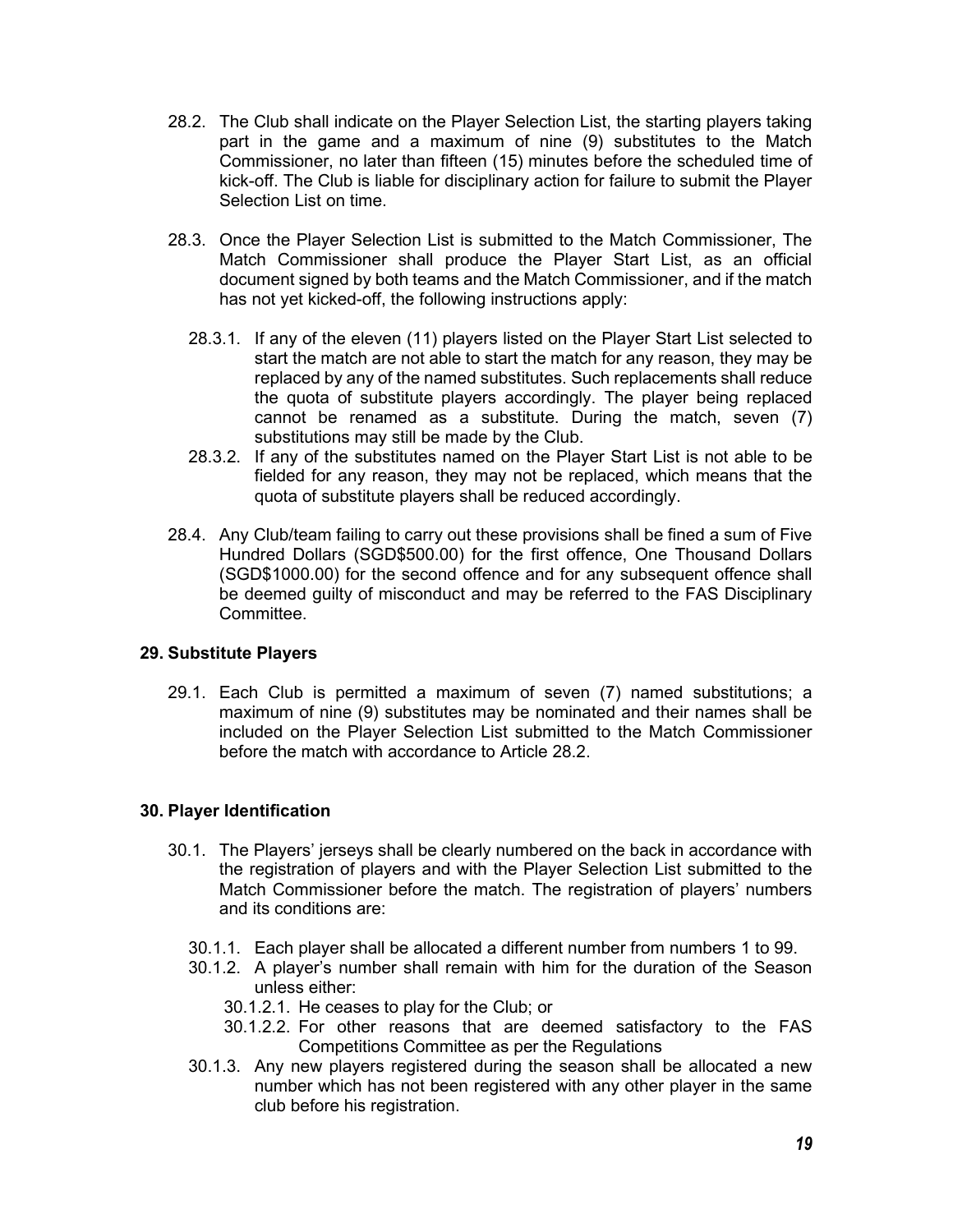28.2. The Club shall indicate on the Player Selection List, the starting players taking part in the game and a maximum of nine (9) substitutes to the Match Commissioner, no later than fifteen (15) minutes before the scheduled time of kick-off. The Club is liable for disciplinary action for failure to submit the Player Selection List on time.

28.3. Once the Player Selection List is submitted to the Match Commissioner, The Match Commissioner shall produce the Player Start List, as an official document signed by both teams and the Match Commissioner, and if the match has not yet kicked-off, the following instructions apply:

28.3.1. If any of the eleven (11) players listed on the Player Start List selected to start the match are not able to start the match for any reason, they may be replaced by any of the named substitutes. Such replacements shall reduce the quota of substitute players accordingly. The player being replaced cannot be renamed as a substitute. During the match, seven (7) substitutions may still be made by the Club.

28.3.2. If any of the substitutes named on the Player Start List is not able to be fielded for any reason, they may not be replaced, which means that the quota of substitute players shall be reduced accordingly.

28.4. Any Club/team failing to carry out these provisions shall be fined a sum of Five Hundred Dollars (SGD$500.00) for the first offence, One Thousand Dollars (SGD$1000.00) for the second offence and for any subsequent offence shall be deemed guilty of misconduct and may be referred to the FAS Disciplinary Committee.

## 29. Substitute Players

29.1. Each Club is permitted a maximum of seven (7) named substitutions; a maximum of nine (9) substitutes may be nominated and their names shall be included on the Player Selection List submitted to the Match Commissioner before the match with accordance to Article 28.2.

## 30. Player Identification

30.1. The Players' jerseys shall be clearly numbered on the back in accordance with the registration of players and with the Player Selection List submitted to the Match Commissioner before the match. The registration of players' numbers and its conditions are:

30.1.1. Each player shall be allocated a different number from numbers 1 to 99.

30.1.2. A player's number shall remain with him for the duration of the Season unless either:

30.1.2.1. He ceases to play for the Club; or

30.1.2.2. For other reasons that are deemed satisfactory to the FAS Competitions Committee as per the Regulations

30.1.3. Any new players registered during the season shall be allocated a new number which has not been registered with any other player in the same club before his registration.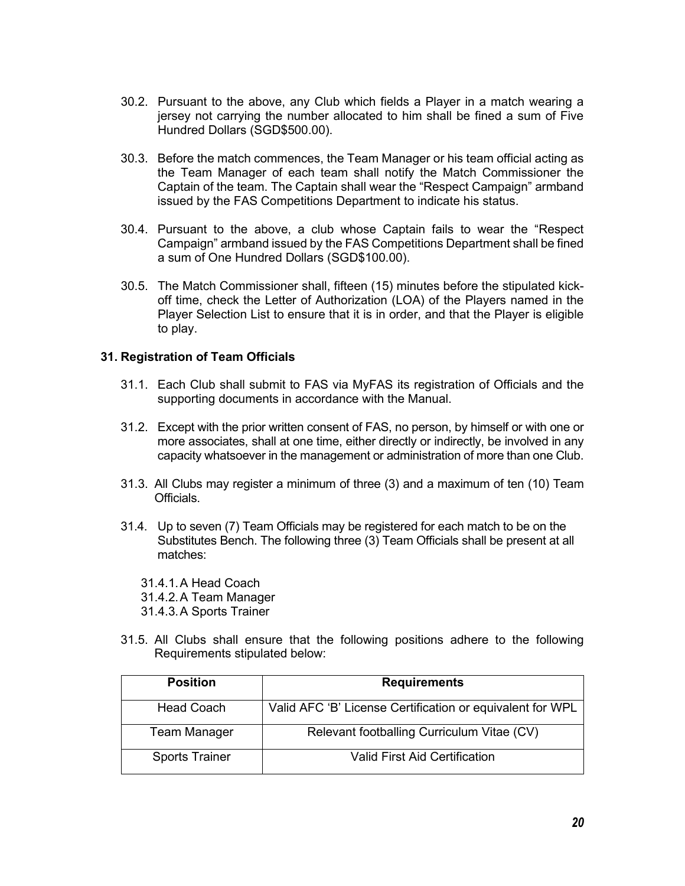30.2. Pursuant to the above, any Club which fields a Player in a match wearing a jersey not carrying the number allocated to him shall be fined a sum of Five Hundred Dollars (SGD$500.00).

30.3. Before the match commences, the Team Manager or his team official acting as the Team Manager of each team shall notify the Match Commissioner the Captain of the team. The Captain shall wear the "Respect Campaign" armband issued by the FAS Competitions Department to indicate his status.

30.4. Pursuant to the above, a club whose Captain fails to wear the "Respect Campaign" armband issued by the FAS Competitions Department shall be fined a sum of One Hundred Dollars (SGD$100.00).

30.5. The Match Commissioner shall, fifteen (15) minutes before the stipulated kick-off time, check the Letter of Authorization (LOA) of the Players named in the Player Selection List to ensure that it is in order, and that the Player is eligible to play.

### 31. Registration of Team Officials

31.1. Each Club shall submit to FAS via MyFAS its registration of Officials and the supporting documents in accordance with the Manual.

31.2. Except with the prior written consent of FAS, no person, by himself or with one or more associates, shall at one time, either directly or indirectly, be involved in any capacity whatsoever in the management or administration of more than one Club.

31.3. All Clubs may register a minimum of three (3) and a maximum of ten (10) Team Officials.

31.4. Up to seven (7) Team Officials may be registered for each match to be on the Substitutes Bench. The following three (3) Team Officials shall be present at all matches:

31.4.1. A Head Coach
31.4.2. A Team Manager
31.4.3. A Sports Trainer

31.5. All Clubs shall ensure that the following positions adhere to the following Requirements stipulated below:

| Position | Requirements |
|---|---|
| Head Coach | Valid AFC 'B' License Certification or equivalent for WPL |
| Team Manager | Relevant footballing Curriculum Vitae (CV) |
| Sports Trainer | Valid First Aid Certification |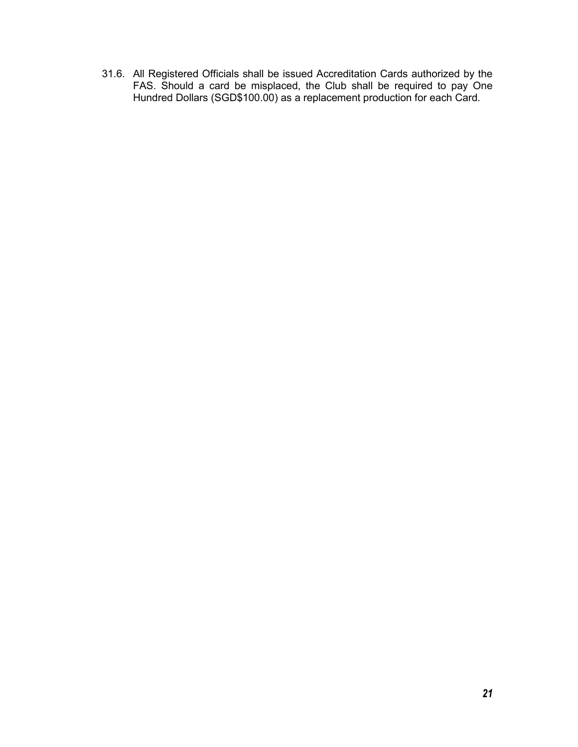31.6. All Registered Officials shall be issued Accreditation Cards authorized by the FAS. Should a card be misplaced, the Club shall be required to pay One Hundred Dollars (SGD$100.00) as a replacement production for each Card.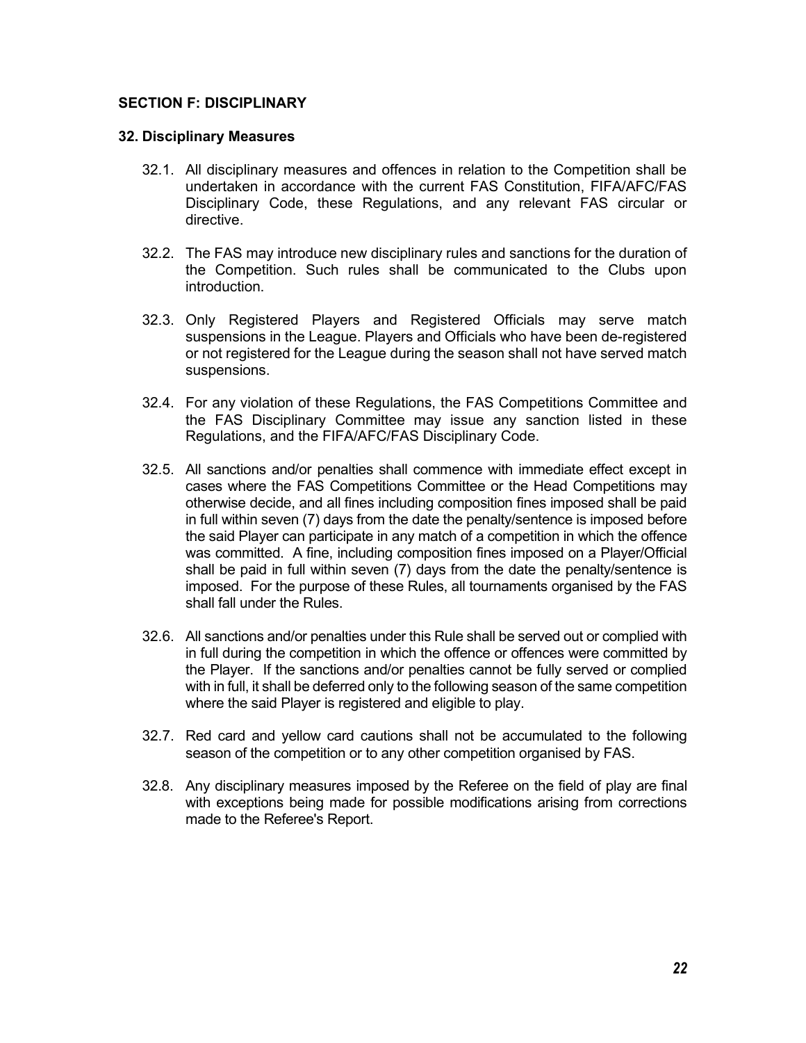## SECTION F: DISCIPLINARY

### 32. Disciplinary Measures

32.1. All disciplinary measures and offences in relation to the Competition shall be undertaken in accordance with the current FAS Constitution, FIFA/AFC/FAS Disciplinary Code, these Regulations, and any relevant FAS circular or directive.

32.2. The FAS may introduce new disciplinary rules and sanctions for the duration of the Competition. Such rules shall be communicated to the Clubs upon introduction.

32.3. Only Registered Players and Registered Officials may serve match suspensions in the League. Players and Officials who have been de-registered or not registered for the League during the season shall not have served match suspensions.

32.4. For any violation of these Regulations, the FAS Competitions Committee and the FAS Disciplinary Committee may issue any sanction listed in these Regulations, and the FIFA/AFC/FAS Disciplinary Code.

32.5. All sanctions and/or penalties shall commence with immediate effect except in cases where the FAS Competitions Committee or the Head Competitions may otherwise decide, and all fines including composition fines imposed shall be paid in full within seven (7) days from the date the penalty/sentence is imposed before the said Player can participate in any match of a competition in which the offence was committed. A fine, including composition fines imposed on a Player/Official shall be paid in full within seven (7) days from the date the penalty/sentence is imposed. For the purpose of these Rules, all tournaments organised by the FAS shall fall under the Rules.

32.6. All sanctions and/or penalties under this Rule shall be served out or complied with in full during the competition in which the offence or offences were committed by the Player. If the sanctions and/or penalties cannot be fully served or complied with in full, it shall be deferred only to the following season of the same competition where the said Player is registered and eligible to play.

32.7. Red card and yellow card cautions shall not be accumulated to the following season of the competition or to any other competition organised by FAS.

32.8. Any disciplinary measures imposed by the Referee on the field of play are final with exceptions being made for possible modifications arising from corrections made to the Referee's Report.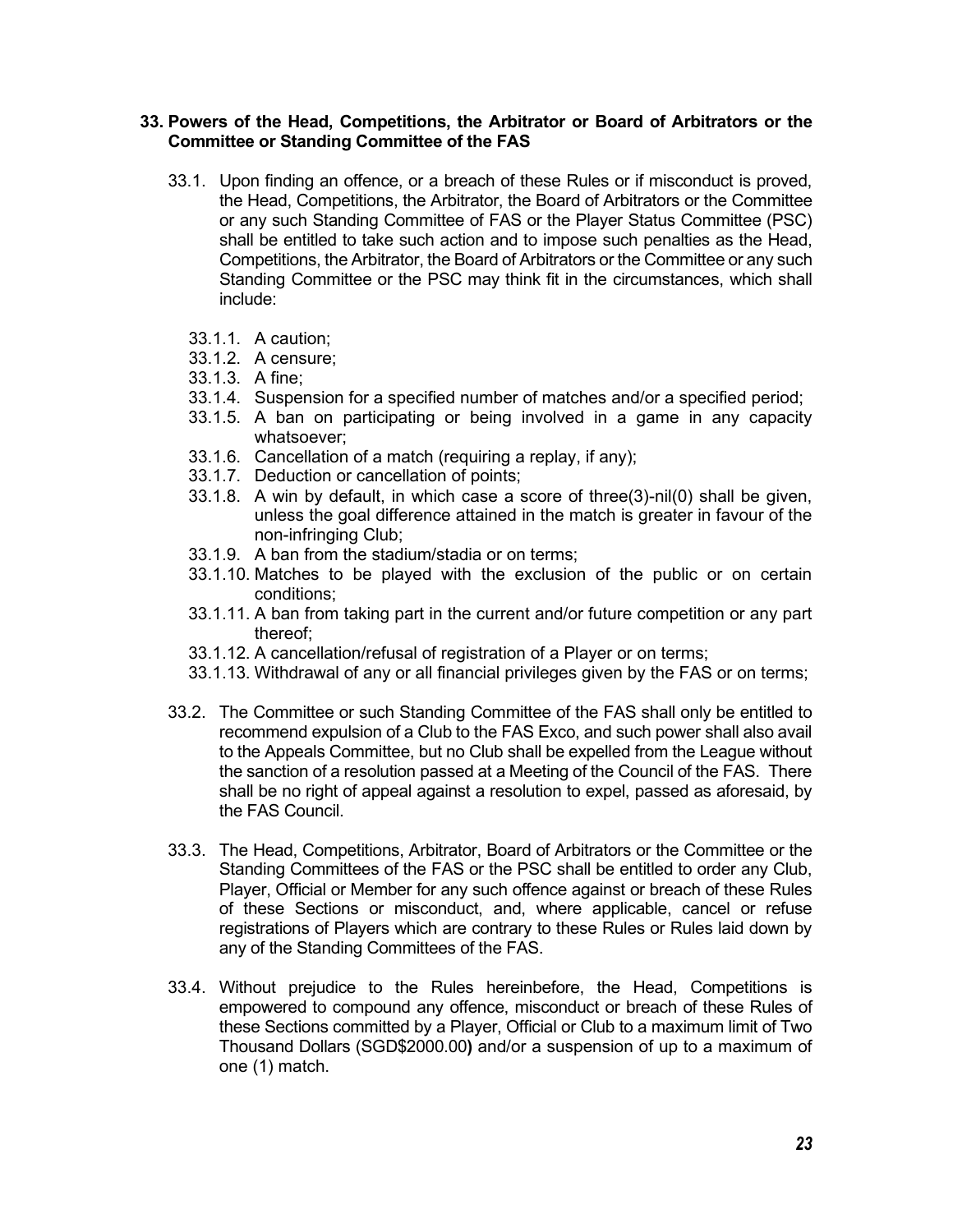## 33. Powers of the Head, Competitions, the Arbitrator or Board of Arbitrators or the Committee or Standing Committee of the FAS

33.1. Upon finding an offence, or a breach of these Rules or if misconduct is proved, the Head, Competitions, the Arbitrator, the Board of Arbitrators or the Committee or any such Standing Committee of FAS or the Player Status Committee (PSC) shall be entitled to take such action and to impose such penalties as the Head, Competitions, the Arbitrator, the Board of Arbitrators or the Committee or any such Standing Committee or the PSC may think fit in the circumstances, which shall include:

- 33.1.1. A caution;
- 33.1.2. A censure;
- 33.1.3. A fine;
- 33.1.4. Suspension for a specified number of matches and/or a specified period;
- 33.1.5. A ban on participating or being involved in a game in any capacity whatsoever;
- 33.1.6. Cancellation of a match (requiring a replay, if any);
- 33.1.7. Deduction or cancellation of points;
- 33.1.8. A win by default, in which case a score of three(3)-nil(0) shall be given, unless the goal difference attained in the match is greater in favour of the non-infringing Club;
- 33.1.9. A ban from the stadium/stadia or on terms;
- 33.1.10. Matches to be played with the exclusion of the public or on certain conditions;
- 33.1.11. A ban from taking part in the current and/or future competition or any part thereof;
- 33.1.12. A cancellation/refusal of registration of a Player or on terms;
- 33.1.13. Withdrawal of any or all financial privileges given by the FAS or on terms;

33.2. The Committee or such Standing Committee of the FAS shall only be entitled to recommend expulsion of a Club to the FAS Exco, and such power shall also avail to the Appeals Committee, but no Club shall be expelled from the League without the sanction of a resolution passed at a Meeting of the Council of the FAS. There shall be no right of appeal against a resolution to expel, passed as aforesaid, by the FAS Council.

33.3. The Head, Competitions, Arbitrator, Board of Arbitrators or the Committee or the Standing Committees of the FAS or the PSC shall be entitled to order any Club, Player, Official or Member for any such offence against or breach of these Rules of these Sections or misconduct, and, where applicable, cancel or refuse registrations of Players which are contrary to these Rules or Rules laid down by any of the Standing Committees of the FAS.

33.4. Without prejudice to the Rules hereinbefore, the Head, Competitions is empowered to compound any offence, misconduct or breach of these Rules of these Sections committed by a Player, Official or Club to a maximum limit of Two Thousand Dollars (SGD$2000.00**)** and/or a suspension of up to a maximum of one (1) match.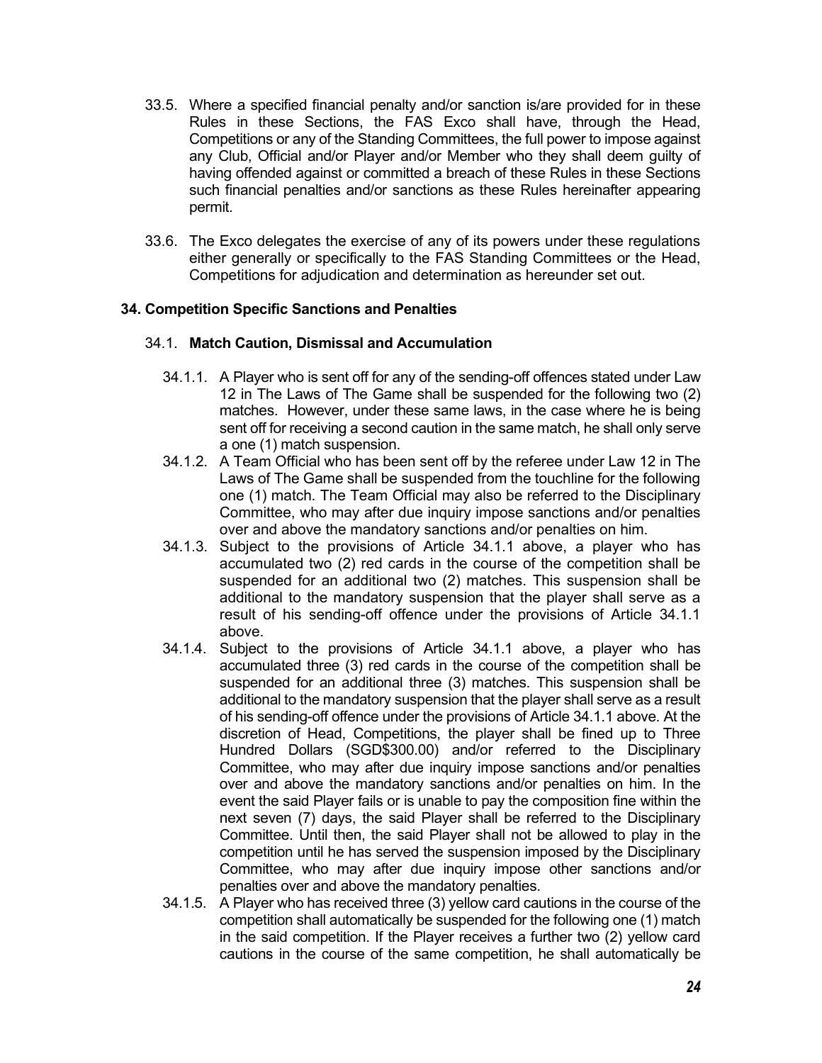33.5. Where a specified financial penalty and/or sanction is/are provided for in these Rules in these Sections, the FAS Exco shall have, through the Head, Competitions or any of the Standing Committees, the full power to impose against any Club, Official and/or Player and/or Member who they shall deem guilty of having offended against or committed a breach of these Rules in these Sections such financial penalties and/or sanctions as these Rules hereinafter appearing permit.

33.6. The Exco delegates the exercise of any of its powers under these regulations either generally or specifically to the FAS Standing Committees or the Head, Competitions for adjudication and determination as hereunder set out.

## 34. Competition Specific Sanctions and Penalties

### 34.1. Match Caution, Dismissal and Accumulation

34.1.1. A Player who is sent off for any of the sending-off offences stated under Law 12 in The Laws of The Game shall be suspended for the following two (2) matches. However, under these same laws, in the case where he is being sent off for receiving a second caution in the same match, he shall only serve a one (1) match suspension.

34.1.2. A Team Official who has been sent off by the referee under Law 12 in The Laws of The Game shall be suspended from the touchline for the following one (1) match. The Team Official may also be referred to the Disciplinary Committee, who may after due inquiry impose sanctions and/or penalties over and above the mandatory sanctions and/or penalties on him.

34.1.3. Subject to the provisions of Article 34.1.1 above, a player who has accumulated two (2) red cards in the course of the competition shall be suspended for an additional two (2) matches. This suspension shall be additional to the mandatory suspension that the player shall serve as a result of his sending-off offence under the provisions of Article 34.1.1 above.

34.1.4. Subject to the provisions of Article 34.1.1 above, a player who has accumulated three (3) red cards in the course of the competition shall be suspended for an additional three (3) matches. This suspension shall be additional to the mandatory suspension that the player shall serve as a result of his sending-off offence under the provisions of Article 34.1.1 above. At the discretion of Head, Competitions, the player shall be fined up to Three Hundred Dollars (SGD$300.00) and/or referred to the Disciplinary Committee, who may after due inquiry impose sanctions and/or penalties over and above the mandatory sanctions and/or penalties on him. In the event the said Player fails or is unable to pay the composition fine within the next seven (7) days, the said Player shall be referred to the Disciplinary Committee. Until then, the said Player shall not be allowed to play in the competition until he has served the suspension imposed by the Disciplinary Committee, who may after due inquiry impose other sanctions and/or penalties over and above the mandatory penalties.

34.1.5. A Player who has received three (3) yellow card cautions in the course of the competition shall automatically be suspended for the following one (1) match in the said competition. If the Player receives a further two (2) yellow card cautions in the course of the same competition, he shall automatically be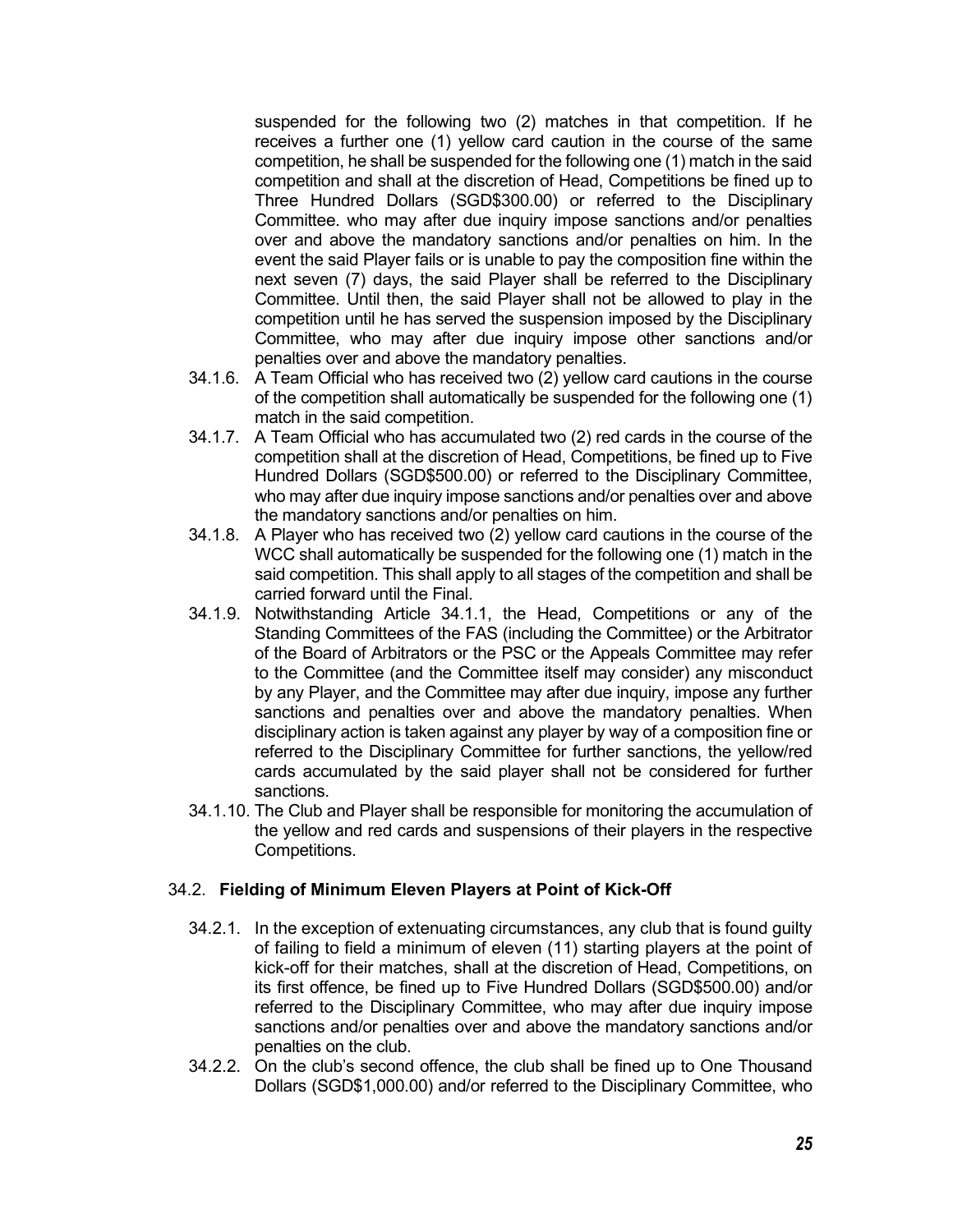suspended for the following two (2) matches in that competition. If he receives a further one (1) yellow card caution in the course of the same competition, he shall be suspended for the following one (1) match in the said competition and shall at the discretion of Head, Competitions be fined up to Three Hundred Dollars (SGD$300.00) or referred to the Disciplinary Committee. who may after due inquiry impose sanctions and/or penalties over and above the mandatory sanctions and/or penalties on him. In the event the said Player fails or is unable to pay the composition fine within the next seven (7) days, the said Player shall be referred to the Disciplinary Committee. Until then, the said Player shall not be allowed to play in the competition until he has served the suspension imposed by the Disciplinary Committee, who may after due inquiry impose other sanctions and/or penalties over and above the mandatory penalties.

34.1.6. A Team Official who has received two (2) yellow card cautions in the course of the competition shall automatically be suspended for the following one (1) match in the said competition.

34.1.7. A Team Official who has accumulated two (2) red cards in the course of the competition shall at the discretion of Head, Competitions, be fined up to Five Hundred Dollars (SGD$500.00) or referred to the Disciplinary Committee, who may after due inquiry impose sanctions and/or penalties over and above the mandatory sanctions and/or penalties on him.

34.1.8. A Player who has received two (2) yellow card cautions in the course of the WCC shall automatically be suspended for the following one (1) match in the said competition. This shall apply to all stages of the competition and shall be carried forward until the Final.

34.1.9. Notwithstanding Article 34.1.1, the Head, Competitions or any of the Standing Committees of the FAS (including the Committee) or the Arbitrator of the Board of Arbitrators or the PSC or the Appeals Committee may refer to the Committee (and the Committee itself may consider) any misconduct by any Player, and the Committee may after due inquiry, impose any further sanctions and penalties over and above the mandatory penalties. When disciplinary action is taken against any player by way of a composition fine or referred to the Disciplinary Committee for further sanctions, the yellow/red cards accumulated by the said player shall not be considered for further sanctions.

34.1.10. The Club and Player shall be responsible for monitoring the accumulation of the yellow and red cards and suspensions of their players in the respective Competitions.

### 34.2. **Fielding of Minimum Eleven Players at Point of Kick-Off**

34.2.1. In the exception of extenuating circumstances, any club that is found guilty of failing to field a minimum of eleven (11) starting players at the point of kick-off for their matches, shall at the discretion of Head, Competitions, on its first offence, be fined up to Five Hundred Dollars (SGD$500.00) and/or referred to the Disciplinary Committee, who may after due inquiry impose sanctions and/or penalties over and above the mandatory sanctions and/or penalties on the club.

34.2.2. On the club's second offence, the club shall be fined up to One Thousand Dollars (SGD$1,000.00) and/or referred to the Disciplinary Committee, who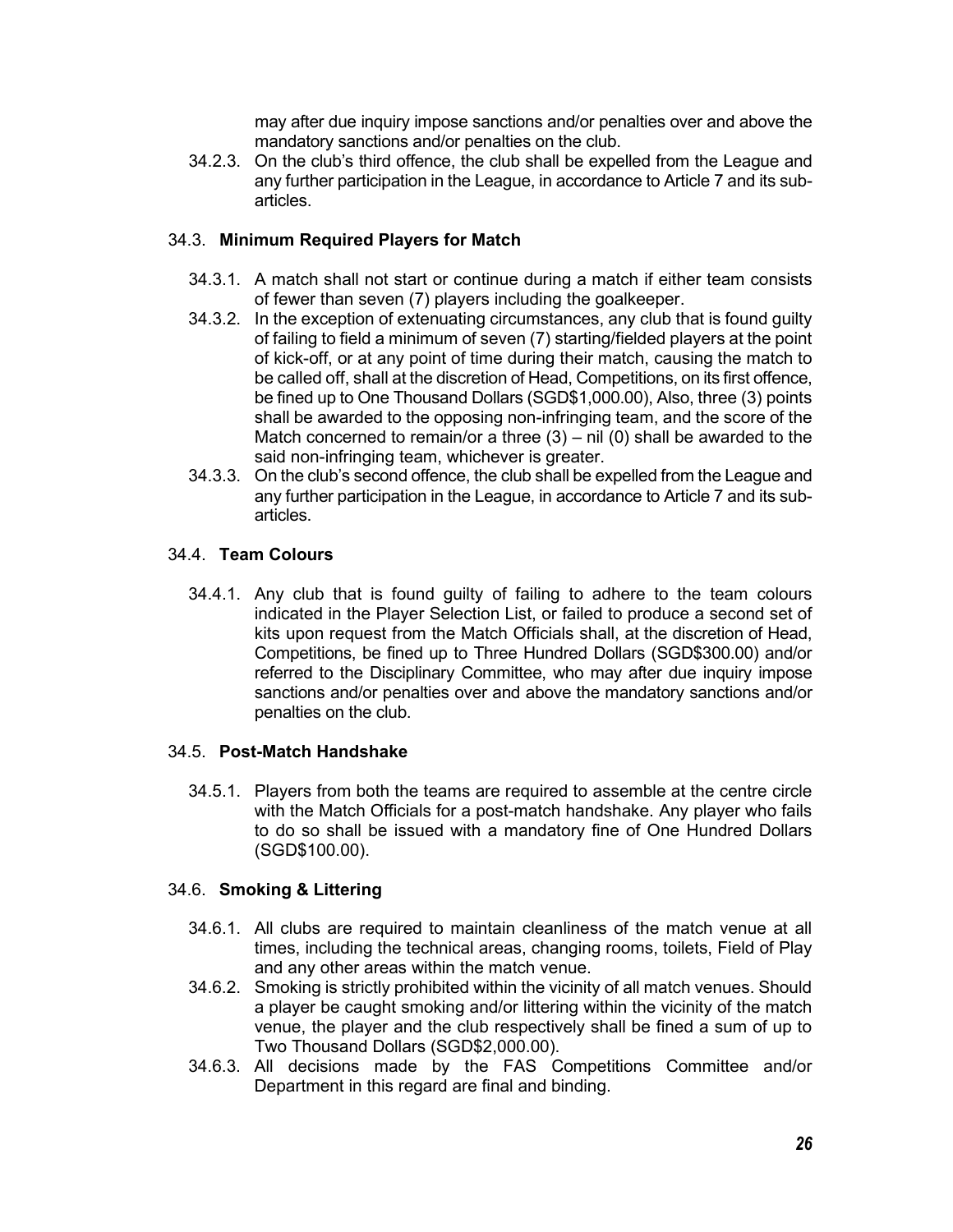may after due inquiry impose sanctions and/or penalties over and above the mandatory sanctions and/or penalties on the club.

34.2.3. On the club's third offence, the club shall be expelled from the League and any further participation in the League, in accordance to Article 7 and its sub-articles.

### 34.3. **Minimum Required Players for Match**

34.3.1. A match shall not start or continue during a match if either team consists of fewer than seven (7) players including the goalkeeper.

34.3.2. In the exception of extenuating circumstances, any club that is found guilty of failing to field a minimum of seven (7) starting/fielded players at the point of kick-off, or at any point of time during their match, causing the match to be called off, shall at the discretion of Head, Competitions, on its first offence, be fined up to One Thousand Dollars (SGD$1,000.00), Also, three (3) points shall be awarded to the opposing non-infringing team, and the score of the Match concerned to remain/or a three (3) – nil (0) shall be awarded to the said non-infringing team, whichever is greater.

34.3.3. On the club's second offence, the club shall be expelled from the League and any further participation in the League, in accordance to Article 7 and its sub-articles.

### 34.4. **Team Colours**

34.4.1. Any club that is found guilty of failing to adhere to the team colours indicated in the Player Selection List, or failed to produce a second set of kits upon request from the Match Officials shall, at the discretion of Head, Competitions, be fined up to Three Hundred Dollars (SGD$300.00) and/or referred to the Disciplinary Committee, who may after due inquiry impose sanctions and/or penalties over and above the mandatory sanctions and/or penalties on the club.

### 34.5. **Post-Match Handshake**

34.5.1. Players from both the teams are required to assemble at the centre circle with the Match Officials for a post-match handshake. Any player who fails to do so shall be issued with a mandatory fine of One Hundred Dollars (SGD$100.00).

### 34.6. **Smoking & Littering**

34.6.1. All clubs are required to maintain cleanliness of the match venue at all times, including the technical areas, changing rooms, toilets, Field of Play and any other areas within the match venue.

34.6.2. Smoking is strictly prohibited within the vicinity of all match venues. Should a player be caught smoking and/or littering within the vicinity of the match venue, the player and the club respectively shall be fined a sum of up to Two Thousand Dollars (SGD$2,000.00).

34.6.3. All decisions made by the FAS Competitions Committee and/or Department in this regard are final and binding.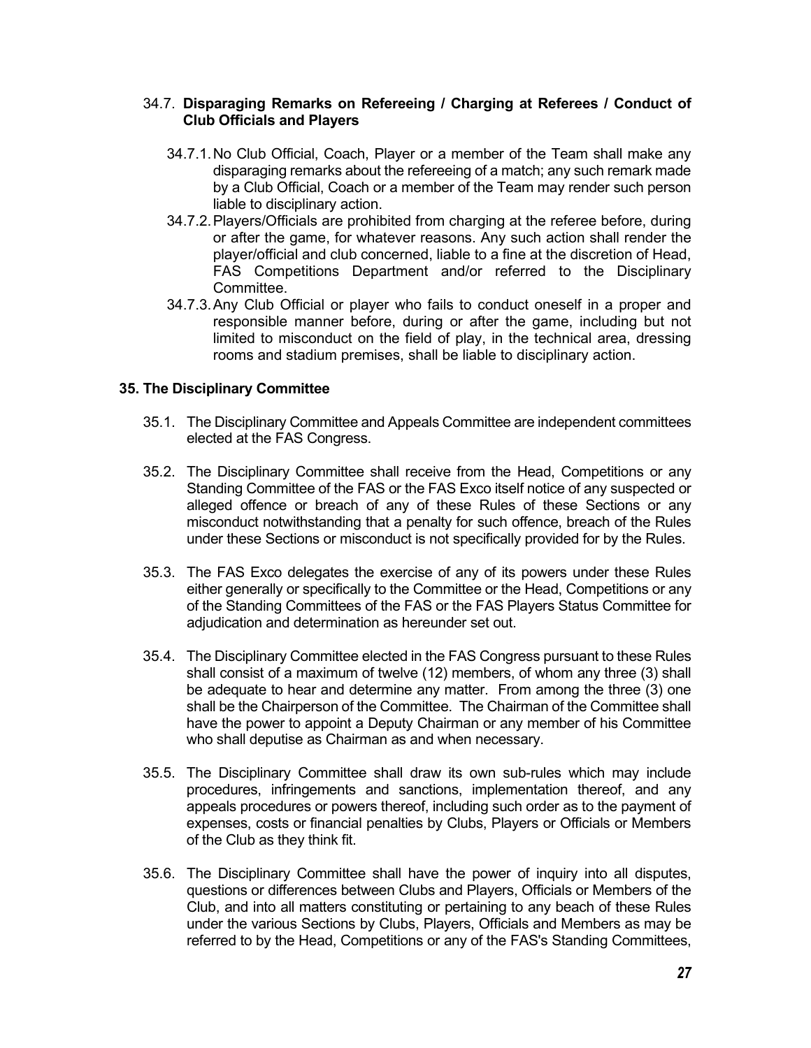### 34.7. **Disparaging Remarks on Refereeing / Charging at Referees / Conduct of Club Officials and Players**

34.7.1. No Club Official, Coach, Player or a member of the Team shall make any disparaging remarks about the refereeing of a match; any such remark made by a Club Official, Coach or a member of the Team may render such person liable to disciplinary action.

34.7.2. Players/Officials are prohibited from charging at the referee before, during or after the game, for whatever reasons. Any such action shall render the player/official and club concerned, liable to a fine at the discretion of Head, FAS Competitions Department and/or referred to the Disciplinary Committee.

34.7.3. Any Club Official or player who fails to conduct oneself in a proper and responsible manner before, during or after the game, including but not limited to misconduct on the field of play, in the technical area, dressing rooms and stadium premises, shall be liable to disciplinary action.

## 35. The Disciplinary Committee

35.1. The Disciplinary Committee and Appeals Committee are independent committees elected at the FAS Congress.

35.2. The Disciplinary Committee shall receive from the Head, Competitions or any Standing Committee of the FAS or the FAS Exco itself notice of any suspected or alleged offence or breach of any of these Rules of these Sections or any misconduct notwithstanding that a penalty for such offence, breach of the Rules under these Sections or misconduct is not specifically provided for by the Rules.

35.3. The FAS Exco delegates the exercise of any of its powers under these Rules either generally or specifically to the Committee or the Head, Competitions or any of the Standing Committees of the FAS or the FAS Players Status Committee for adjudication and determination as hereunder set out.

35.4. The Disciplinary Committee elected in the FAS Congress pursuant to these Rules shall consist of a maximum of twelve (12) members, of whom any three (3) shall be adequate to hear and determine any matter. From among the three (3) one shall be the Chairperson of the Committee. The Chairman of the Committee shall have the power to appoint a Deputy Chairman or any member of his Committee who shall deputise as Chairman as and when necessary.

35.5. The Disciplinary Committee shall draw its own sub-rules which may include procedures, infringements and sanctions, implementation thereof, and any appeals procedures or powers thereof, including such order as to the payment of expenses, costs or financial penalties by Clubs, Players or Officials or Members of the Club as they think fit.

35.6. The Disciplinary Committee shall have the power of inquiry into all disputes, questions or differences between Clubs and Players, Officials or Members of the Club, and into all matters constituting or pertaining to any beach of these Rules under the various Sections by Clubs, Players, Officials and Members as may be referred to by the Head, Competitions or any of the FAS's Standing Committees,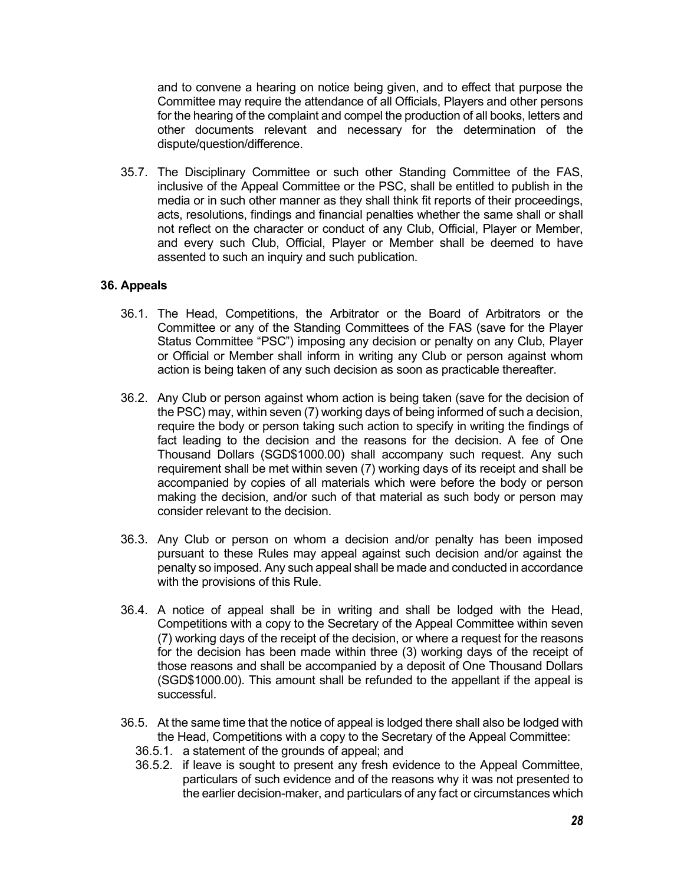and to convene a hearing on notice being given, and to effect that purpose the Committee may require the attendance of all Officials, Players and other persons for the hearing of the complaint and compel the production of all books, letters and other documents relevant and necessary for the determination of the dispute/question/difference.

35.7. The Disciplinary Committee or such other Standing Committee of the FAS, inclusive of the Appeal Committee or the PSC, shall be entitled to publish in the media or in such other manner as they shall think fit reports of their proceedings, acts, resolutions, findings and financial penalties whether the same shall or shall not reflect on the character or conduct of any Club, Official, Player or Member, and every such Club, Official, Player or Member shall be deemed to have assented to such an inquiry and such publication.

### 36. Appeals

36.1. The Head, Competitions, the Arbitrator or the Board of Arbitrators or the Committee or any of the Standing Committees of the FAS (save for the Player Status Committee "PSC") imposing any decision or penalty on any Club, Player or Official or Member shall inform in writing any Club or person against whom action is being taken of any such decision as soon as practicable thereafter.

36.2. Any Club or person against whom action is being taken (save for the decision of the PSC) may, within seven (7) working days of being informed of such a decision, require the body or person taking such action to specify in writing the findings of fact leading to the decision and the reasons for the decision. A fee of One Thousand Dollars (SGD$1000.00) shall accompany such request. Any such requirement shall be met within seven (7) working days of its receipt and shall be accompanied by copies of all materials which were before the body or person making the decision, and/or such of that material as such body or person may consider relevant to the decision.

36.3. Any Club or person on whom a decision and/or penalty has been imposed pursuant to these Rules may appeal against such decision and/or against the penalty so imposed. Any such appeal shall be made and conducted in accordance with the provisions of this Rule.

36.4. A notice of appeal shall be in writing and shall be lodged with the Head, Competitions with a copy to the Secretary of the Appeal Committee within seven (7) working days of the receipt of the decision, or where a request for the reasons for the decision has been made within three (3) working days of the receipt of those reasons and shall be accompanied by a deposit of One Thousand Dollars (SGD$1000.00). This amount shall be refunded to the appellant if the appeal is successful.

36.5. At the same time that the notice of appeal is lodged there shall also be lodged with the Head, Competitions with a copy to the Secretary of the Appeal Committee:

36.5.1. a statement of the grounds of appeal; and

36.5.2. if leave is sought to present any fresh evidence to the Appeal Committee, particulars of such evidence and of the reasons why it was not presented to the earlier decision-maker, and particulars of any fact or circumstances which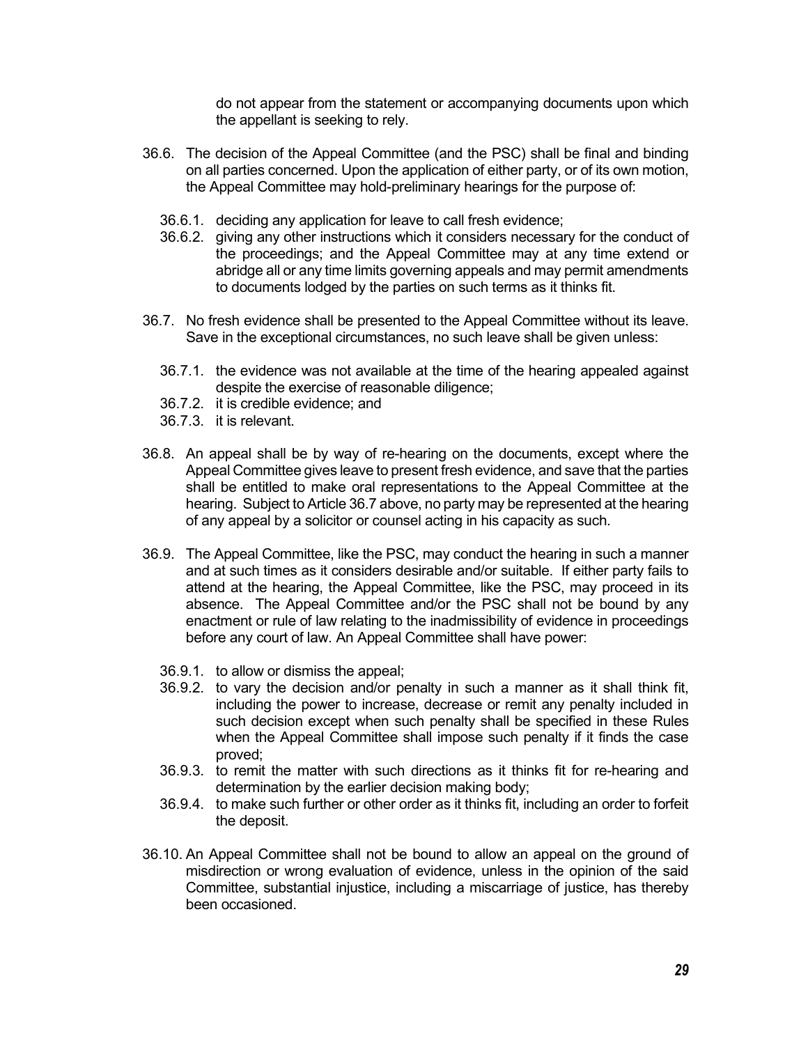do not appear from the statement or accompanying documents upon which the appellant is seeking to rely.

36.6. The decision of the Appeal Committee (and the PSC) shall be final and binding on all parties concerned. Upon the application of either party, or of its own motion, the Appeal Committee may hold-preliminary hearings for the purpose of:

- 36.6.1. deciding any application for leave to call fresh evidence;
- 36.6.2. giving any other instructions which it considers necessary for the conduct of the proceedings; and the Appeal Committee may at any time extend or abridge all or any time limits governing appeals and may permit amendments to documents lodged by the parties on such terms as it thinks fit.

36.7. No fresh evidence shall be presented to the Appeal Committee without its leave. Save in the exceptional circumstances, no such leave shall be given unless:

- 36.7.1. the evidence was not available at the time of the hearing appealed against despite the exercise of reasonable diligence;
- 36.7.2. it is credible evidence; and
- 36.7.3. it is relevant.

36.8. An appeal shall be by way of re-hearing on the documents, except where the Appeal Committee gives leave to present fresh evidence, and save that the parties shall be entitled to make oral representations to the Appeal Committee at the hearing. Subject to Article 36.7 above, no party may be represented at the hearing of any appeal by a solicitor or counsel acting in his capacity as such.

36.9. The Appeal Committee, like the PSC, may conduct the hearing in such a manner and at such times as it considers desirable and/or suitable. If either party fails to attend at the hearing, the Appeal Committee, like the PSC, may proceed in its absence. The Appeal Committee and/or the PSC shall not be bound by any enactment or rule of law relating to the inadmissibility of evidence in proceedings before any court of law. An Appeal Committee shall have power:

- 36.9.1. to allow or dismiss the appeal;
- 36.9.2. to vary the decision and/or penalty in such a manner as it shall think fit, including the power to increase, decrease or remit any penalty included in such decision except when such penalty shall be specified in these Rules when the Appeal Committee shall impose such penalty if it finds the case proved;
- 36.9.3. to remit the matter with such directions as it thinks fit for re-hearing and determination by the earlier decision making body;
- 36.9.4. to make such further or other order as it thinks fit, including an order to forfeit the deposit.

36.10. An Appeal Committee shall not be bound to allow an appeal on the ground of misdirection or wrong evaluation of evidence, unless in the opinion of the said Committee, substantial injustice, including a miscarriage of justice, has thereby been occasioned.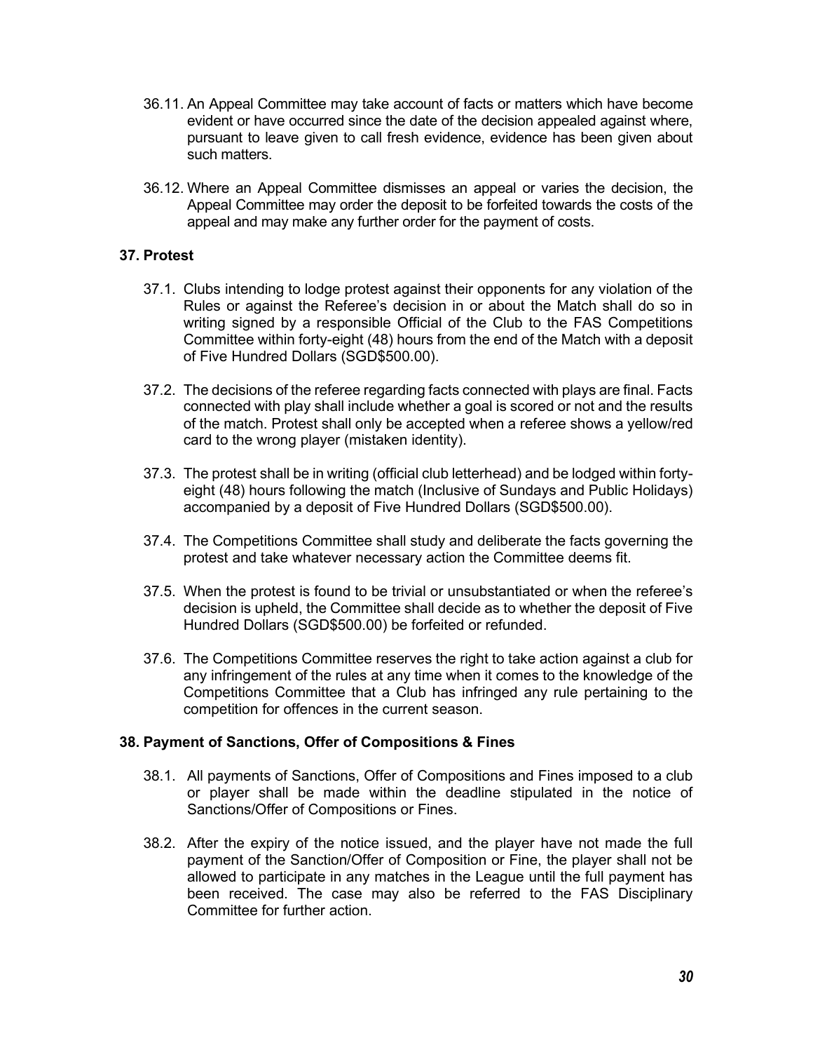36.11. An Appeal Committee may take account of facts or matters which have become evident or have occurred since the date of the decision appealed against where, pursuant to leave given to call fresh evidence, evidence has been given about such matters.

36.12. Where an Appeal Committee dismisses an appeal or varies the decision, the Appeal Committee may order the deposit to be forfeited towards the costs of the appeal and may make any further order for the payment of costs.

### 37. Protest

37.1. Clubs intending to lodge protest against their opponents for any violation of the Rules or against the Referee's decision in or about the Match shall do so in writing signed by a responsible Official of the Club to the FAS Competitions Committee within forty-eight (48) hours from the end of the Match with a deposit of Five Hundred Dollars (SGD$500.00).

37.2. The decisions of the referee regarding facts connected with plays are final. Facts connected with play shall include whether a goal is scored or not and the results of the match. Protest shall only be accepted when a referee shows a yellow/red card to the wrong player (mistaken identity).

37.3. The protest shall be in writing (official club letterhead) and be lodged within forty-eight (48) hours following the match (Inclusive of Sundays and Public Holidays) accompanied by a deposit of Five Hundred Dollars (SGD$500.00).

37.4. The Competitions Committee shall study and deliberate the facts governing the protest and take whatever necessary action the Committee deems fit.

37.5. When the protest is found to be trivial or unsubstantiated or when the referee's decision is upheld, the Committee shall decide as to whether the deposit of Five Hundred Dollars (SGD$500.00) be forfeited or refunded.

37.6. The Competitions Committee reserves the right to take action against a club for any infringement of the rules at any time when it comes to the knowledge of the Competitions Committee that a Club has infringed any rule pertaining to the competition for offences in the current season.

### 38. Payment of Sanctions, Offer of Compositions & Fines

38.1. All payments of Sanctions, Offer of Compositions and Fines imposed to a club or player shall be made within the deadline stipulated in the notice of Sanctions/Offer of Compositions or Fines.

38.2. After the expiry of the notice issued, and the player have not made the full payment of the Sanction/Offer of Composition or Fine, the player shall not be allowed to participate in any matches in the League until the full payment has been received. The case may also be referred to the FAS Disciplinary Committee for further action.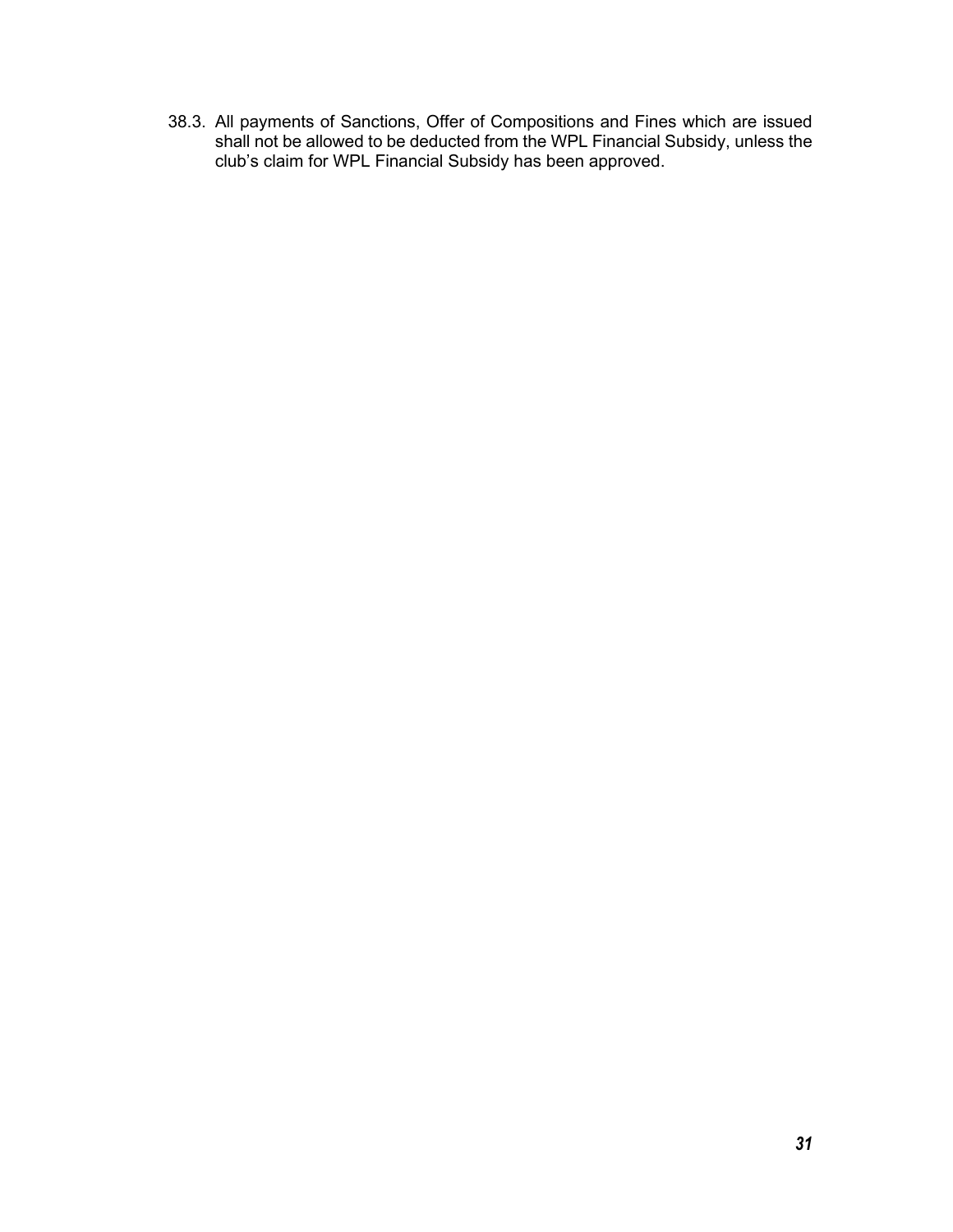38.3. All payments of Sanctions, Offer of Compositions and Fines which are issued shall not be allowed to be deducted from the WPL Financial Subsidy, unless the club's claim for WPL Financial Subsidy has been approved.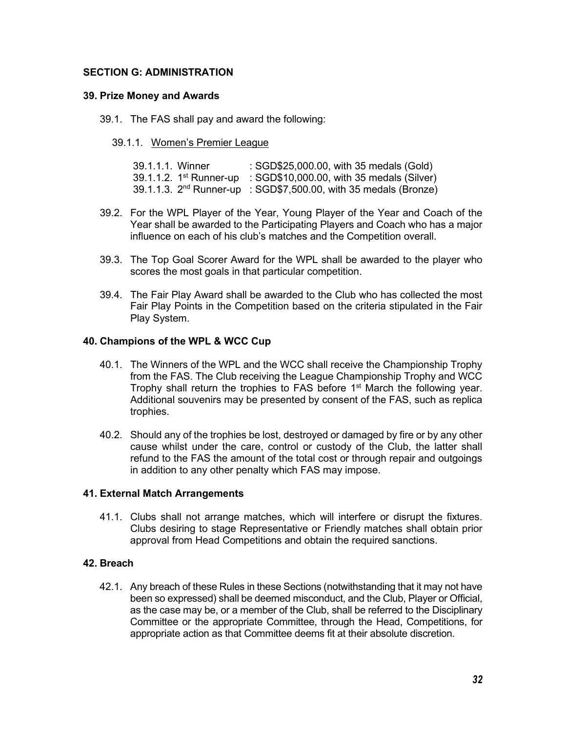## SECTION G: ADMINISTRATION

### 39. Prize Money and Awards

39.1. The FAS shall pay and award the following:

39.1.1. Women's Premier League

39.1.1.1. Winner : SGD$25,000.00, with 35 medals (Gold)
39.1.1.2. 1st Runner-up : SGD$10,000.00, with 35 medals (Silver)
39.1.1.3. 2nd Runner-up : SGD$7,500.00, with 35 medals (Bronze)

39.2. For the WPL Player of the Year, Young Player of the Year and Coach of the Year shall be awarded to the Participating Players and Coach who has a major influence on each of his club's matches and the Competition overall.

39.3. The Top Goal Scorer Award for the WPL shall be awarded to the player who scores the most goals in that particular competition.

39.4. The Fair Play Award shall be awarded to the Club who has collected the most Fair Play Points in the Competition based on the criteria stipulated in the Fair Play System.

### 40. Champions of the WPL & WCC Cup

40.1. The Winners of the WPL and the WCC shall receive the Championship Trophy from the FAS. The Club receiving the League Championship Trophy and WCC Trophy shall return the trophies to FAS before 1st March the following year. Additional souvenirs may be presented by consent of the FAS, such as replica trophies.

40.2. Should any of the trophies be lost, destroyed or damaged by fire or by any other cause whilst under the care, control or custody of the Club, the latter shall refund to the FAS the amount of the total cost or through repair and outgoings in addition to any other penalty which FAS may impose.

### 41. External Match Arrangements

41.1. Clubs shall not arrange matches, which will interfere or disrupt the fixtures. Clubs desiring to stage Representative or Friendly matches shall obtain prior approval from Head Competitions and obtain the required sanctions.

### 42. Breach

42.1. Any breach of these Rules in these Sections (notwithstanding that it may not have been so expressed) shall be deemed misconduct, and the Club, Player or Official, as the case may be, or a member of the Club, shall be referred to the Disciplinary Committee or the appropriate Committee, through the Head, Competitions, for appropriate action as that Committee deems fit at their absolute discretion.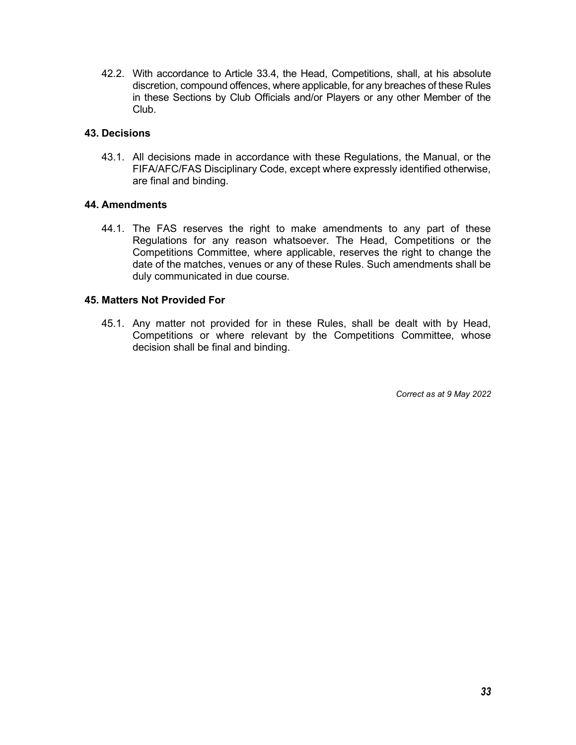42.2. With accordance to Article 33.4, the Head, Competitions, shall, at his absolute discretion, compound offences, where applicable, for any breaches of these Rules in these Sections by Club Officials and/or Players or any other Member of the Club.

### 43. Decisions

43.1. All decisions made in accordance with these Regulations, the Manual, or the FIFA/AFC/FAS Disciplinary Code, except where expressly identified otherwise, are final and binding.

### 44. Amendments

44.1. The FAS reserves the right to make amendments to any part of these Regulations for any reason whatsoever. The Head, Competitions or the Competitions Committee, where applicable, reserves the right to change the date of the matches, venues or any of these Rules. Such amendments shall be duly communicated in due course.

### 45. Matters Not Provided For

45.1. Any matter not provided for in these Rules, shall be dealt with by Head, Competitions or where relevant by the Competitions Committee, whose decision shall be final and binding.

*Correct as at 9 May 2022*